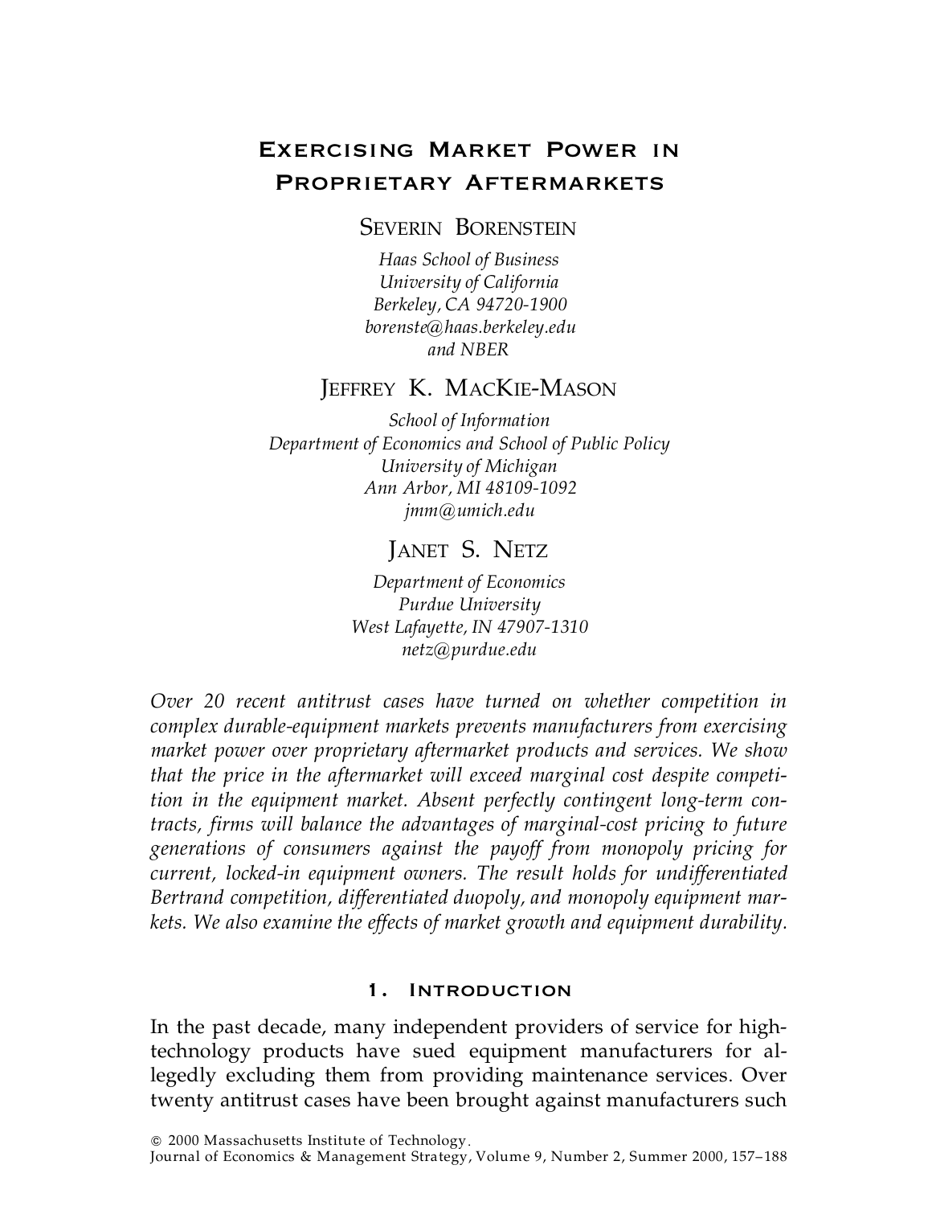# Exercising Market Power in Proprietary Aftermarkets

**Severin Borenstein**

*Haas School of Business*
*University of California*
*Berkeley, CA 94720-1900*
*borenste@haas.berkeley.edu*
*and NBER*

**Jeffrey K. MacKie-Mason**

*School of Information*
*Department of Economics and School of Public Policy*
*University of Michigan*
*Ann Arbor, MI 48109-1092*
*jmm@umich.edu*

**Janet S. Netz**

*Department of Economics*
*Purdue University*
*West Lafayette, IN 47907-1310*
*netz@purdue.edu*

*Over 20 recent antitrust cases have turned on whether competition in complex durable-equipment markets prevents manufacturers from exercising market power over proprietary aftermarket products and services. We show that the price in the aftermarket will exceed marginal cost despite competition in the equipment market. Absent perfectly contingent long-term contracts, firms will balance the advantages of marginal-cost pricing to future generations of consumers against the payoff from monopoly pricing for current, locked-in equipment owners. The result holds for undifferentiated Bertrand competition, differentiated duopoly, and monopoly equipment markets. We also examine the effects of market growth and equipment durability.*

## 1. Introduction

In the past decade, many independent providers of service for high-technology products have sued equipment manufacturers for allegedly excluding them from providing maintenance services. Over twenty antitrust cases have been brought against manufacturers such

© 2000 Massachusetts Institute of Technology.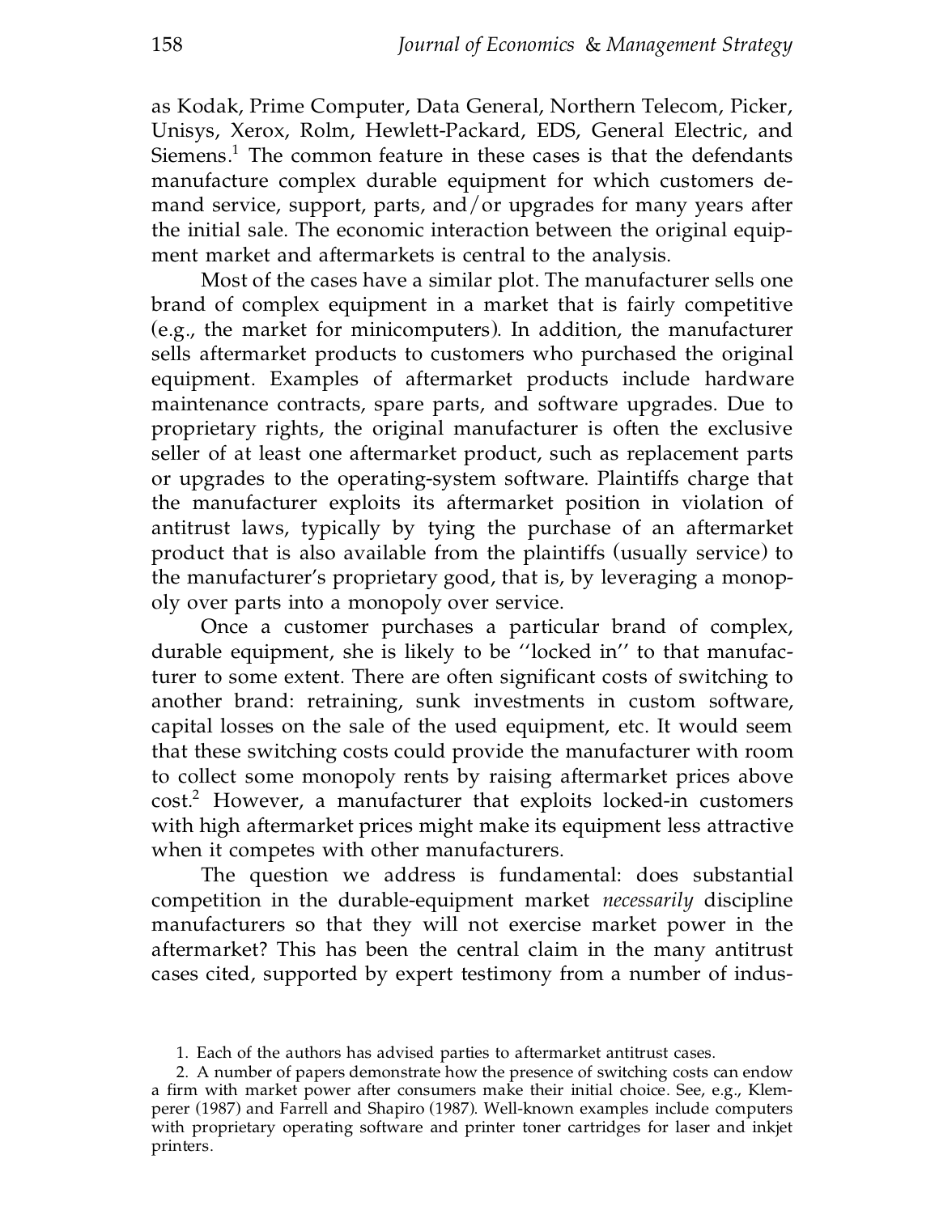as Kodak, Prime Computer, Data General, Northern Telecom, Picker, Unisys, Xerox, Rolm, Hewlett-Packard, EDS, General Electric, and Siemens.[1] The common feature in these cases is that the defendants manufacture complex durable equipment for which customers demand service, support, parts, and/or upgrades for many years after the initial sale. The economic interaction between the original equipment market and aftermarkets is central to the analysis.

Most of the cases have a similar plot. The manufacturer sells one brand of complex equipment in a market that is fairly competitive (e.g., the market for minicomputers). In addition, the manufacturer sells aftermarket products to customers who purchased the original equipment. Examples of aftermarket products include hardware maintenance contracts, spare parts, and software upgrades. Due to proprietary rights, the original manufacturer is often the exclusive seller of at least one aftermarket product, such as replacement parts or upgrades to the operating-system software. Plaintiffs charge that the manufacturer exploits its aftermarket position in violation of antitrust laws, typically by tying the purchase of an aftermarket product that is also available from the plaintiffs (usually service) to the manufacturer's proprietary good, that is, by leveraging a monopoly over parts into a monopoly over service.

Once a customer purchases a particular brand of complex, durable equipment, she is likely to be "locked in" to that manufacturer to some extent. There are often significant costs of switching to another brand: retraining, sunk investments in custom software, capital losses on the sale of the used equipment, etc. It would seem that these switching costs could provide the manufacturer with room to collect some monopoly rents by raising aftermarket prices above cost.[2] However, a manufacturer that exploits locked-in customers with high aftermarket prices might make its equipment less attractive when it competes with other manufacturers.

The question we address is fundamental: does substantial competition in the durable-equipment market *necessarily* discipline manufacturers so that they will not exercise market power in the aftermarket? This has been the central claim in the many antitrust cases cited, supported by expert testimony from a number of indus-

1. Each of the authors has advised parties to aftermarket antitrust cases.

2. A number of papers demonstrate how the presence of switching costs can endow a firm with market power after consumers make their initial choice. See, e.g., Klemperer (1987) and Farrell and Shapiro (1987). Well-known examples include computers with proprietary operating software and printer toner cartridges for laser and inkjet printers.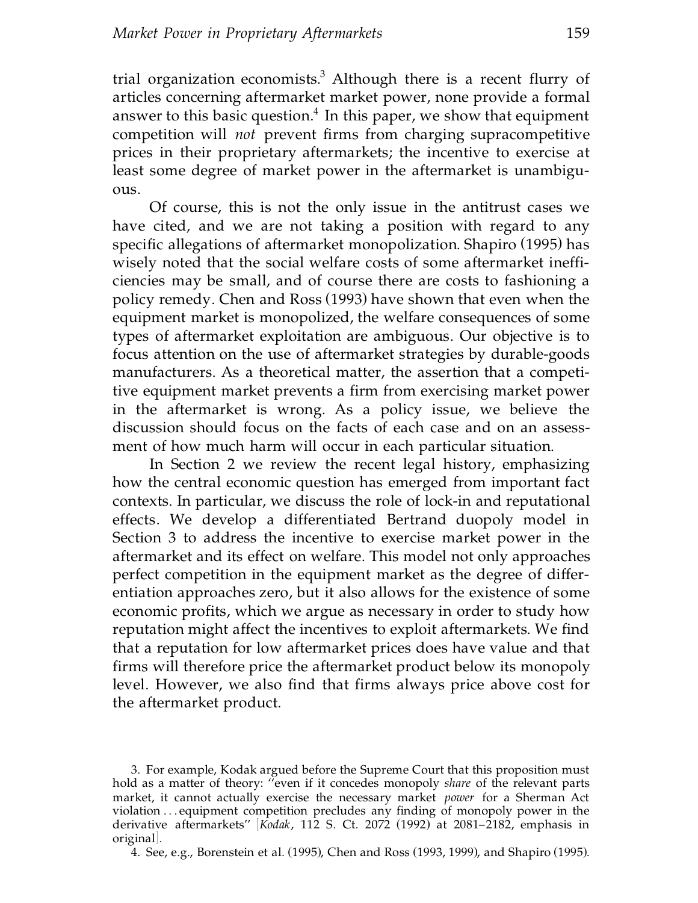trial organization economists.[3] Although there is a recent flurry of articles concerning aftermarket market power, none provide a formal answer to this basic question.[4] In this paper, we show that equipment competition will *not* prevent firms from charging supracompetitive prices in their proprietary aftermarkets; the incentive to exercise at least some degree of market power in the aftermarket is unambiguous.

Of course, this is not the only issue in the antitrust cases we have cited, and we are not taking a position with regard to any specific allegations of aftermarket monopolization. Shapiro (1995) has wisely noted that the social welfare costs of some aftermarket inefficiencies may be small, and of course there are costs to fashioning a policy remedy. Chen and Ross (1993) have shown that even when the equipment market is monopolized, the welfare consequences of some types of aftermarket exploitation are ambiguous. Our objective is to focus attention on the use of aftermarket strategies by durable-goods manufacturers. As a theoretical matter, the assertion that a competitive equipment market prevents a firm from exercising market power in the aftermarket is wrong. As a policy issue, we believe the discussion should focus on the facts of each case and on an assessment of how much harm will occur in each particular situation.

In Section 2 we review the recent legal history, emphasizing how the central economic question has emerged from important fact contexts. In particular, we discuss the role of lock-in and reputational effects. We develop a differentiated Bertrand duopoly model in Section 3 to address the incentive to exercise market power in the aftermarket and its effect on welfare. This model not only approaches perfect competition in the equipment market as the degree of differentiation approaches zero, but it also allows for the existence of some economic profits, which we argue as necessary in order to study how reputation might affect the incentives to exploit aftermarkets. We find that a reputation for low aftermarket prices does have value and that firms will therefore price the aftermarket product below its monopoly level. However, we also find that firms always price above cost for the aftermarket product.

3. For example, Kodak argued before the Supreme Court that this proposition must hold as a matter of theory: "even if it concedes monopoly *share* of the relevant parts market, it cannot actually exercise the necessary market *power* for a Sherman Act violation ... equipment competition precludes any finding of monopoly power in the derivative aftermarkets" [*Kodak*, 112 S. Ct. 2072 (1992) at 2081–2182, emphasis in original].

4. See, e.g., Borenstein et al. (1995), Chen and Ross (1993, 1999), and Shapiro (1995).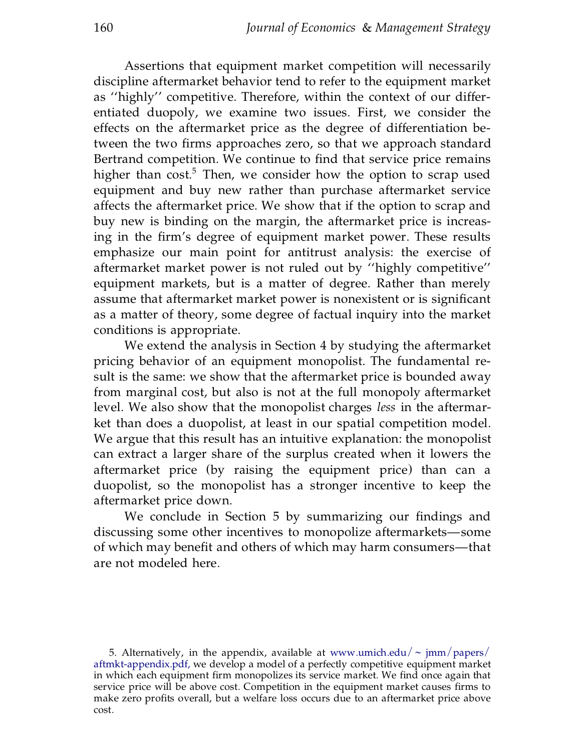Assertions that equipment market competition will necessarily discipline aftermarket behavior tend to refer to the equipment market as ''highly'' competitive. Therefore, within the context of our differentiated duopoly, we examine two issues. First, we consider the effects on the aftermarket price as the degree of differentiation between the two firms approaches zero, so that we approach standard Bertrand competition. We continue to find that service price remains higher than cost.[5] Then, we consider how the option to scrap used equipment and buy new rather than purchase aftermarket service affects the aftermarket price. We show that if the option to scrap and buy new is binding on the margin, the aftermarket price is increasing in the firm's degree of equipment market power. These results emphasize our main point for antitrust analysis: the exercise of aftermarket market power is not ruled out by ''highly competitive'' equipment markets, but is a matter of degree. Rather than merely assume that aftermarket market power is nonexistent or is significant as a matter of theory, some degree of factual inquiry into the market conditions is appropriate.

We extend the analysis in Section 4 by studying the aftermarket pricing behavior of an equipment monopolist. The fundamental result is the same: we show that the aftermarket price is bounded away from marginal cost, but also is not at the full monopoly aftermarket level. We also show that the monopolist charges *less* in the aftermarket than does a duopolist, at least in our spatial competition model. We argue that this result has an intuitive explanation: the monopolist can extract a larger share of the surplus created when it lowers the aftermarket price (by raising the equipment price) than can a duopolist, so the monopolist has a stronger incentive to keep the aftermarket price down.

We conclude in Section 5 by summarizing our findings and discussing some other incentives to monopolize aftermarkets—some of which may benefit and others of which may harm consumers—that are not modeled here.

5. Alternatively, in the appendix, available at www.umich.edu/~jmm/papers/aftmkt-appendix.pdf, we develop a model of a perfectly competitive equipment market in which each equipment firm monopolizes its service market. We find once again that service price will be above cost. Competition in the equipment market causes firms to make zero profits overall, but a welfare loss occurs due to an aftermarket price above cost.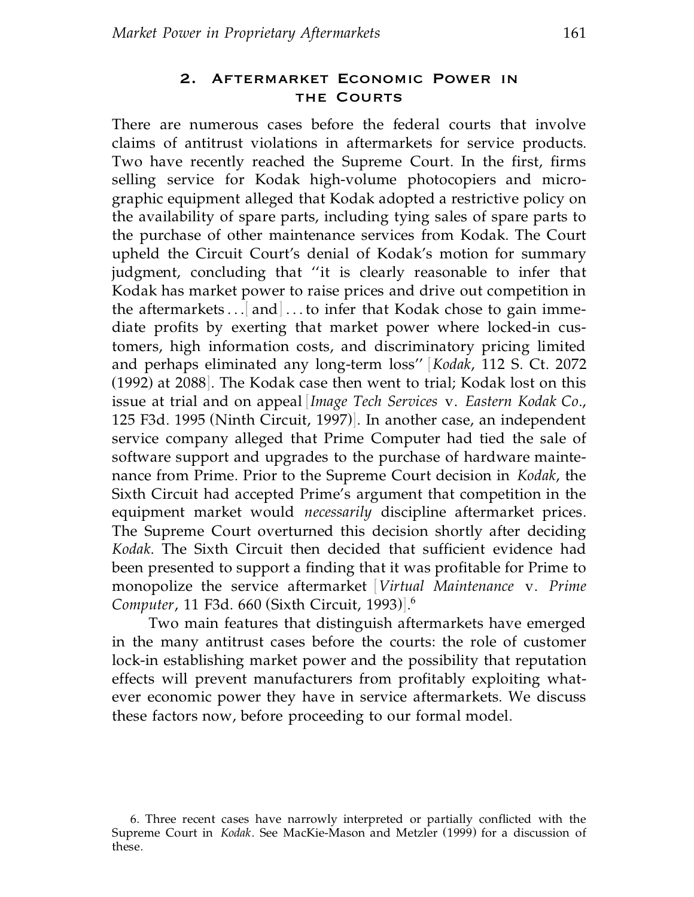## 2. Aftermarket Economic Power in the Courts

There are numerous cases before the federal courts that involve claims of antitrust violations in aftermarkets for service products. Two have recently reached the Supreme Court. In the first, firms selling service for Kodak high-volume photocopiers and micrographic equipment alleged that Kodak adopted a restrictive policy on the availability of spare parts, including tying sales of spare parts to the purchase of other maintenance services from Kodak. The Court upheld the Circuit Court's denial of Kodak's motion for summary judgment, concluding that "it is clearly reasonable to infer that Kodak has market power to raise prices and drive out competition in the aftermarkets ... [and] ... to infer that Kodak chose to gain immediate profits by exerting that market power where locked-in customers, high information costs, and discriminatory pricing limited and perhaps eliminated any long-term loss" [*Kodak*, 112 S. Ct. 2072 (1992) at 2088]. The Kodak case then went to trial; Kodak lost on this issue at trial and on appeal [*Image Tech Services* v. *Eastern Kodak Co.*, 125 F3d. 1995 (Ninth Circuit, 1997)]. In another case, an independent service company alleged that Prime Computer had tied the sale of software support and upgrades to the purchase of hardware maintenance from Prime. Prior to the Supreme Court decision in *Kodak*, the Sixth Circuit had accepted Prime's argument that competition in the equipment market would *necessarily* discipline aftermarket prices. The Supreme Court overturned this decision shortly after deciding *Kodak*. The Sixth Circuit then decided that sufficient evidence had been presented to support a finding that it was profitable for Prime to monopolize the service aftermarket [*Virtual Maintenance* v. *Prime Computer*, 11 F3d. 660 (Sixth Circuit, 1993)].[6]

Two main features that distinguish aftermarkets have emerged in the many antitrust cases before the courts: the role of customer lock-in establishing market power and the possibility that reputation effects will prevent manufacturers from profitably exploiting whatever economic power they have in service aftermarkets. We discuss these factors now, before proceeding to our formal model.

6. Three recent cases have narrowly interpreted or partially conflicted with the Supreme Court in *Kodak*. See MacKie-Mason and Metzler (1999) for a discussion of these.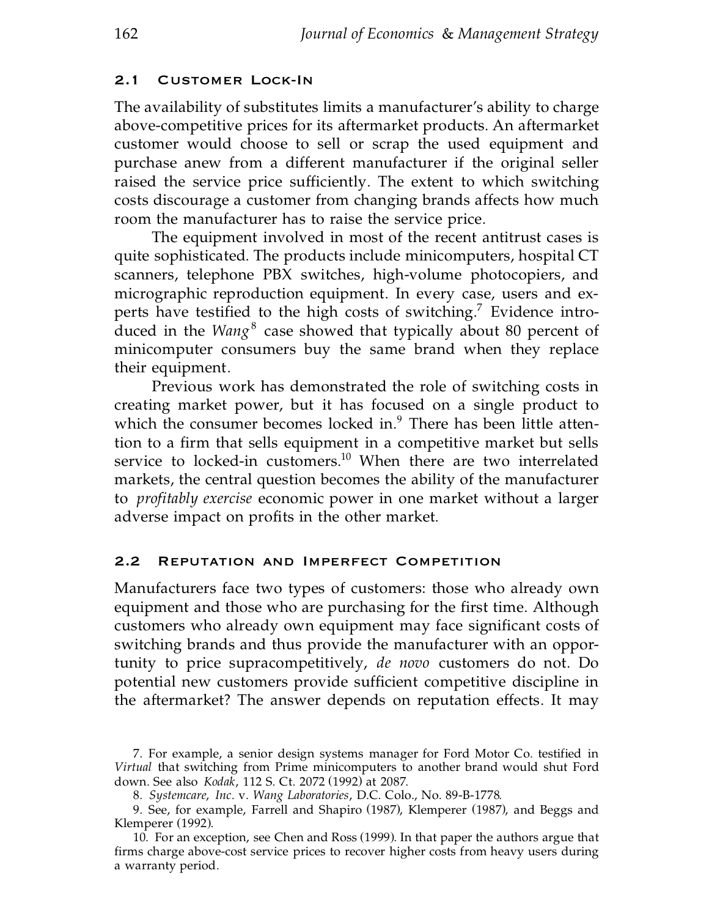### 2.1 Customer Lock-In

The availability of substitutes limits a manufacturer's ability to charge above-competitive prices for its aftermarket products. An aftermarket customer would choose to sell or scrap the used equipment and purchase anew from a different manufacturer if the original seller raised the service price sufficiently. The extent to which switching costs discourage a customer from changing brands affects how much room the manufacturer has to raise the service price.

The equipment involved in most of the recent antitrust cases is quite sophisticated. The products include minicomputers, hospital CT scanners, telephone PBX switches, high-volume photocopiers, and micrographic reproduction equipment. In every case, users and experts have testified to the high costs of switching.[7] Evidence introduced in the *Wang*[8] case showed that typically about 80 percent of minicomputer consumers buy the same brand when they replace their equipment.

Previous work has demonstrated the role of switching costs in creating market power, but it has focused on a single product to which the consumer becomes locked in.[9] There has been little attention to a firm that sells equipment in a competitive market but sells service to locked-in customers.[10] When there are two interrelated markets, the central question becomes the ability of the manufacturer to *profitably exercise* economic power in one market without a larger adverse impact on profits in the other market.

### 2.2 Reputation and Imperfect Competition

Manufacturers face two types of customers: those who already own equipment and those who are purchasing for the first time. Although customers who already own equipment may face significant costs of switching brands and thus provide the manufacturer with an opportunity to price supracompetitively, *de novo* customers do not. Do potential new customers provide sufficient competitive discipline in the aftermarket? The answer depends on reputation effects. It may

7. For example, a senior design systems manager for Ford Motor Co. testified in *Virtual* that switching from Prime minicomputers to another brand would shut Ford down. See also *Kodak*, 112 S. Ct. 2072 (1992) at 2087.

8. *Systemcare, Inc.* v. *Wang Laboratories*, D.C. Colo., No. 89-B-1778.

9. See, for example, Farrell and Shapiro (1987), Klemperer (1987), and Beggs and Klemperer (1992).

10. For an exception, see Chen and Ross (1999). In that paper the authors argue that firms charge above-cost service prices to recover higher costs from heavy users during a warranty period.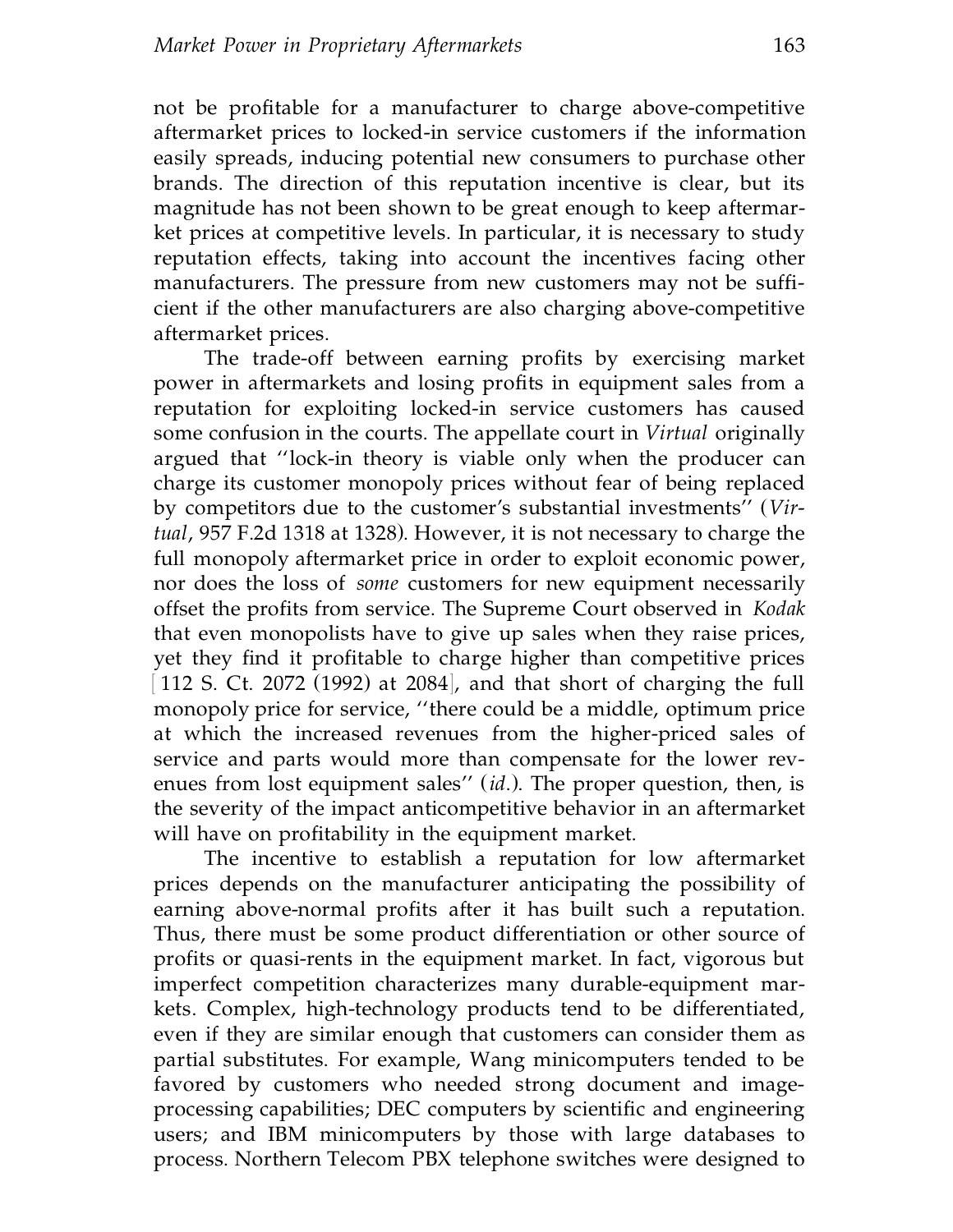not be profitable for a manufacturer to charge above-competitive aftermarket prices to locked-in service customers if the information easily spreads, inducing potential new consumers to purchase other brands. The direction of this reputation incentive is clear, but its magnitude has not been shown to be great enough to keep aftermarket prices at competitive levels. In particular, it is necessary to study reputation effects, taking into account the incentives facing other manufacturers. The pressure from new customers may not be sufficient if the other manufacturers are also charging above-competitive aftermarket prices.

The trade-off between earning profits by exercising market power in aftermarkets and losing profits in equipment sales from a reputation for exploiting locked-in service customers has caused some confusion in the courts. The appellate court in *Virtual* originally argued that ''lock-in theory is viable only when the producer can charge its customer monopoly prices without fear of being replaced by competitors due to the customer's substantial investments'' (*Virtual*, 957 F.2d 1318 at 1328). However, it is not necessary to charge the full monopoly aftermarket price in order to exploit economic power, nor does the loss of *some* customers for new equipment necessarily offset the profits from service. The Supreme Court observed in *Kodak* that even monopolists have to give up sales when they raise prices, yet they find it profitable to charge higher than competitive prices [112 S. Ct. 2072 (1992) at 2084], and that short of charging the full monopoly price for service, ''there could be a middle, optimum price at which the increased revenues from the higher-priced sales of service and parts would more than compensate for the lower revenues from lost equipment sales'' (*id.*). The proper question, then, is the severity of the impact anticompetitive behavior in an aftermarket will have on profitability in the equipment market.

The incentive to establish a reputation for low aftermarket prices depends on the manufacturer anticipating the possibility of earning above-normal profits after it has built such a reputation. Thus, there must be some product differentiation or other source of profits or quasi-rents in the equipment market. In fact, vigorous but imperfect competition characterizes many durable-equipment markets. Complex, high-technology products tend to be differentiated, even if they are similar enough that customers can consider them as partial substitutes. For example, Wang minicomputers tended to be favored by customers who needed strong document and image-processing capabilities; DEC computers by scientific and engineering users; and IBM minicomputers by those with large databases to process. Northern Telecom PBX telephone switches were designed to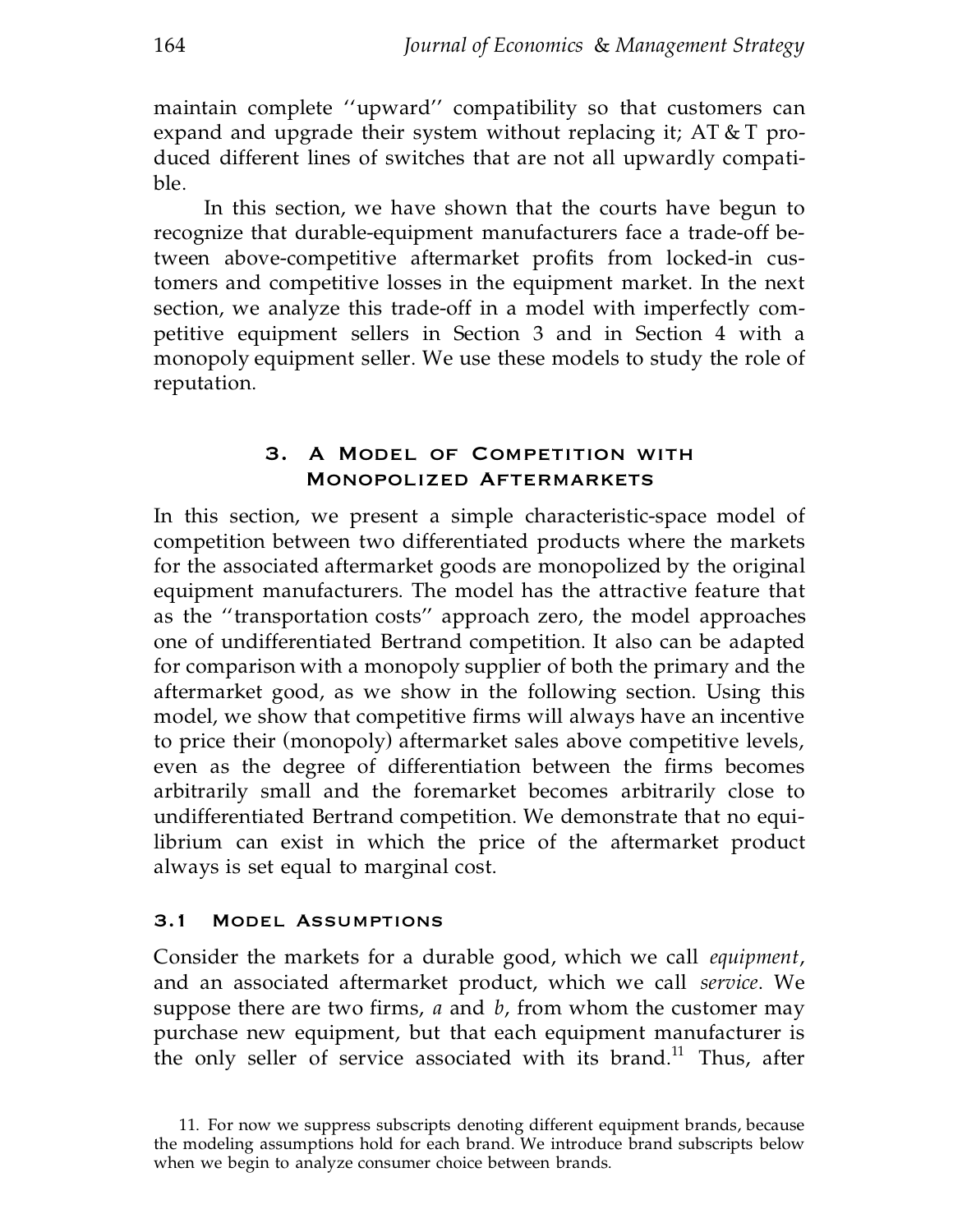maintain complete ''upward'' compatibility so that customers can expand and upgrade their system without replacing it; AT & T produced different lines of switches that are not all upwardly compatible.

In this section, we have shown that the courts have begun to recognize that durable-equipment manufacturers face a trade-off between above-competitive aftermarket profits from locked-in customers and competitive losses in the equipment market. In the next section, we analyze this trade-off in a model with imperfectly competitive equipment sellers in Section 3 and in Section 4 with a monopoly equipment seller. We use these models to study the role of reputation.

## 3. A Model of Competition with Monopolized Aftermarkets

In this section, we present a simple characteristic-space model of competition between two differentiated products where the markets for the associated aftermarket goods are monopolized by the original equipment manufacturers. The model has the attractive feature that as the ''transportation costs'' approach zero, the model approaches one of undifferentiated Bertrand competition. It also can be adapted for comparison with a monopoly supplier of both the primary and the aftermarket good, as we show in the following section. Using this model, we show that competitive firms will always have an incentive to price their (monopoly) aftermarket sales above competitive levels, even as the degree of differentiation between the firms becomes arbitrarily small and the foremarket becomes arbitrarily close to undifferentiated Bertrand competition. We demonstrate that no equilibrium can exist in which the price of the aftermarket product always is set equal to marginal cost.

### 3.1 Model Assumptions

Consider the markets for a durable good, which we call *equipment*, and an associated aftermarket product, which we call *service*. We suppose there are two firms, *a* and *b*, from whom the customer may purchase new equipment, but that each equipment manufacturer is the only seller of service associated with its brand.[11] Thus, after

11. For now we suppress subscripts denoting different equipment brands, because the modeling assumptions hold for each brand. We introduce brand subscripts below when we begin to analyze consumer choice between brands.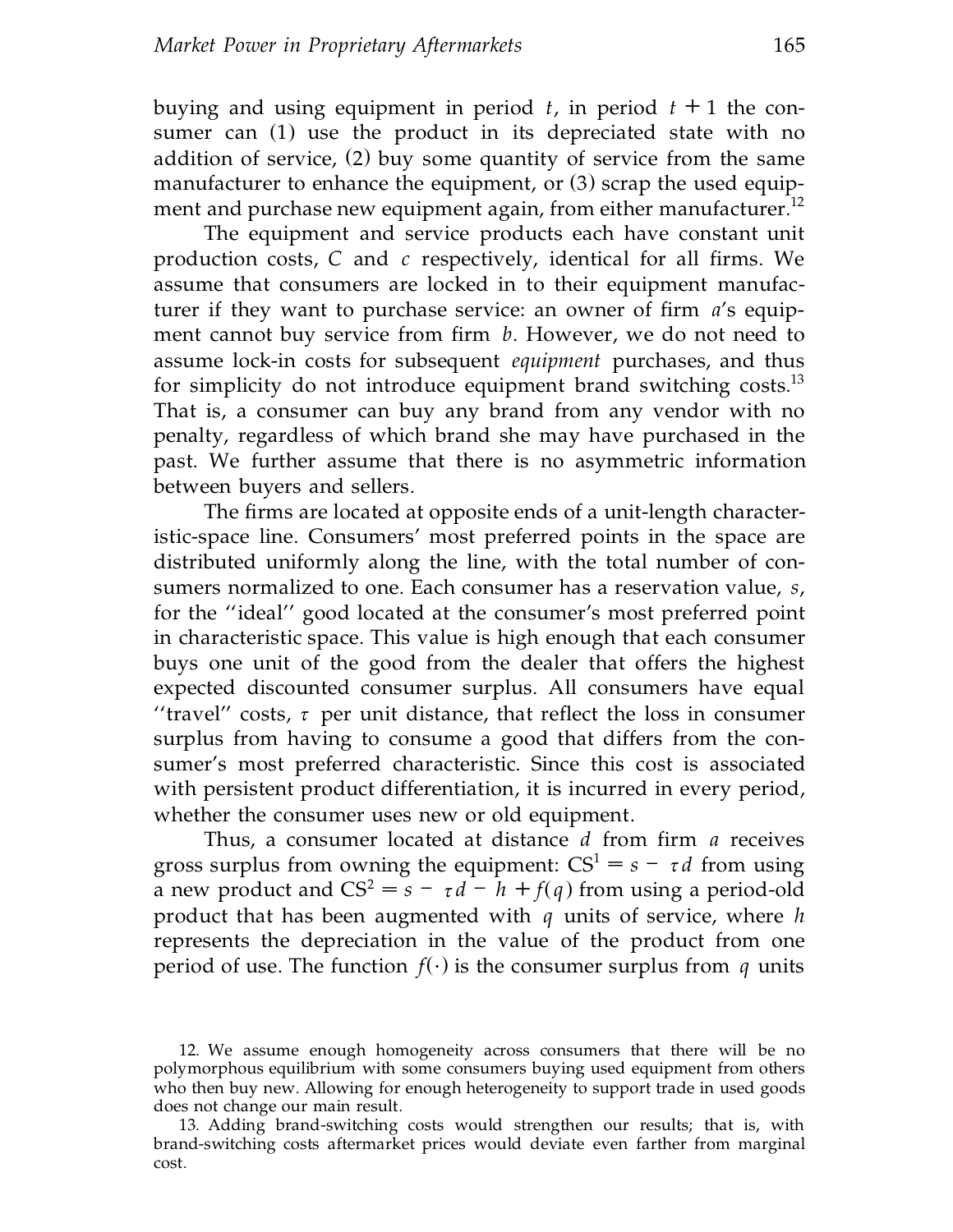buying and using equipment in period $t$, in period $t + 1$ the consumer can (1) use the product in its depreciated state with no addition of service, (2) buy some quantity of service from the same manufacturer to enhance the equipment, or (3) scrap the used equipment and purchase new equipment again, from either manufacturer.[12]

The equipment and service products each have constant unit production costs, $C$ and $c$ respectively, identical for all firms. We assume that consumers are locked in to their equipment manufacturer if they want to purchase service: an owner of firm $a$'s equipment cannot buy service from firm $b$. However, we do not need to assume lock-in costs for subsequent *equipment* purchases, and thus for simplicity do not introduce equipment brand switching costs.[13] That is, a consumer can buy any brand from any vendor with no penalty, regardless of which brand she may have purchased in the past. We further assume that there is no asymmetric information between buyers and sellers.

The firms are located at opposite ends of a unit-length characteristic-space line. Consumers' most preferred points in the space are distributed uniformly along the line, with the total number of consumers normalized to one. Each consumer has a reservation value, $s$, for the ''ideal'' good located at the consumer's most preferred point in characteristic space. This value is high enough that each consumer buys one unit of the good from the dealer that offers the highest expected discounted consumer surplus. All consumers have equal ''travel'' costs, $\tau$ per unit distance, that reflect the loss in consumer surplus from having to consume a good that differs from the consumer's most preferred characteristic. Since this cost is associated with persistent product differentiation, it is incurred in every period, whether the consumer uses new or old equipment.

Thus, a consumer located at distance $d$ from firm $a$ receives gross surplus from owning the equipment: $CS^1 = s - \tau d$ from using a new product and $CS^2 = s - \tau d - h + f(q)$ from using a period-old product that has been augmented with $q$ units of service, where $h$ represents the depreciation in the value of the product from one period of use. The function $f(\cdot)$ is the consumer surplus from $q$ units

12. We assume enough homogeneity across consumers that there will be no polymorphous equilibrium with some consumers buying used equipment from others who then buy new. Allowing for enough heterogeneity to support trade in used goods does not change our main result.

13. Adding brand-switching costs would strengthen our results; that is, with brand-switching costs aftermarket prices would deviate even farther from marginal cost.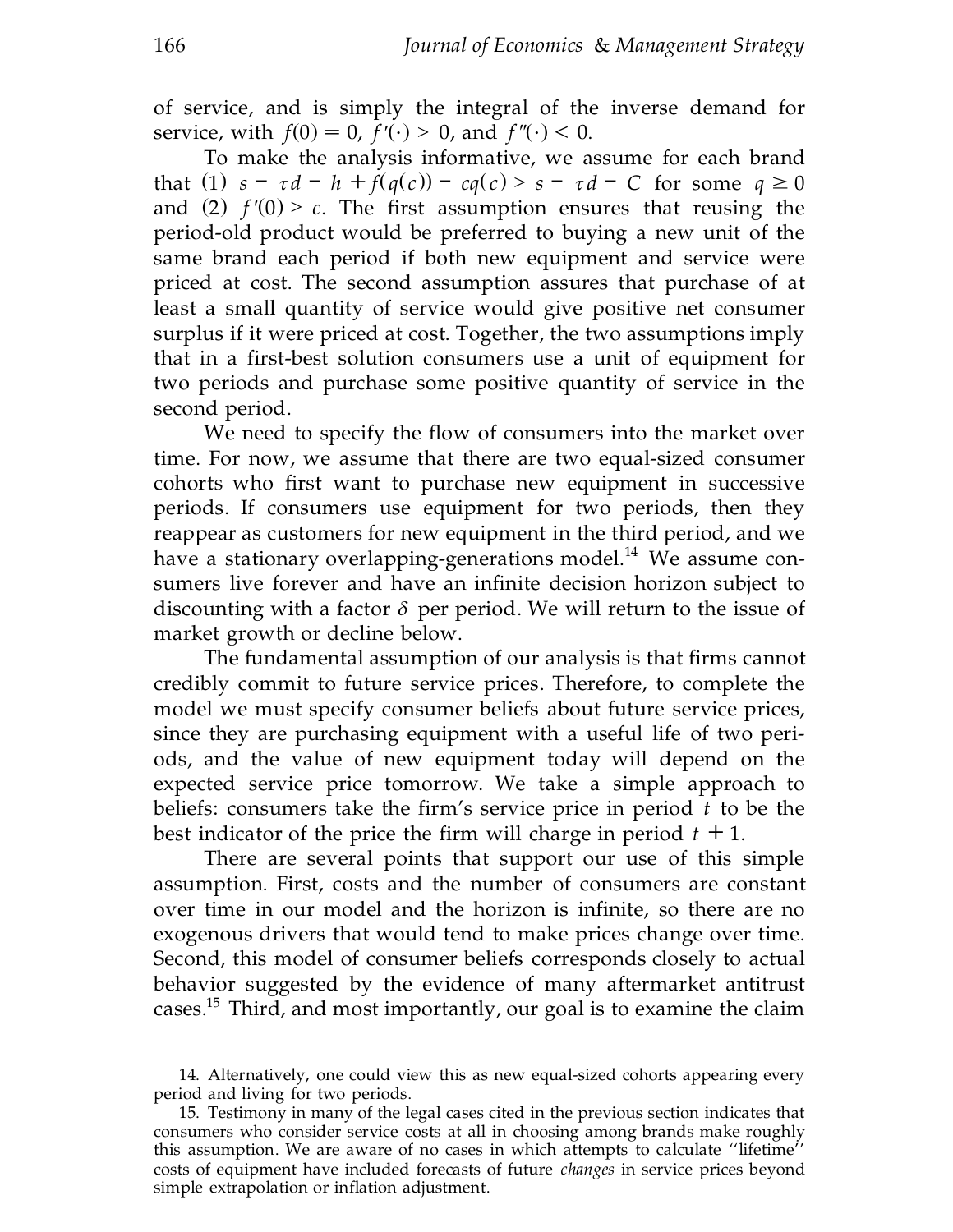of service, and is simply the integral of the inverse demand for service, with $f(0) = 0$, $f'(\cdot) > 0$, and $f''(\cdot) < 0$.

To make the analysis informative, we assume for each brand that (1) $s - \tau d - h + f(q(c)) - cq(c) > s - \tau d - C$ for some $q \geq 0$ and (2) $f'(0) > c$. The first assumption ensures that reusing the period-old product would be preferred to buying a new unit of the same brand each period if both new equipment and service were priced at cost. The second assumption assures that purchase of at least a small quantity of service would give positive net consumer surplus if it were priced at cost. Together, the two assumptions imply that in a first-best solution consumers use a unit of equipment for two periods and purchase some positive quantity of service in the second period.

We need to specify the flow of consumers into the market over time. For now, we assume that there are two equal-sized consumer cohorts who first want to purchase new equipment in successive periods. If consumers use equipment for two periods, then they reappear as customers for new equipment in the third period, and we have a stationary overlapping-generations model.[14] We assume consumers live forever and have an infinite decision horizon subject to discounting with a factor $\delta$ per period. We will return to the issue of market growth or decline below.

The fundamental assumption of our analysis is that firms cannot credibly commit to future service prices. Therefore, to complete the model we must specify consumer beliefs about future service prices, since they are purchasing equipment with a useful life of two periods, and the value of new equipment today will depend on the expected service price tomorrow. We take a simple approach to beliefs: consumers take the firm's service price in period $t$ to be the best indicator of the price the firm will charge in period $t + 1$.

There are several points that support our use of this simple assumption. First, costs and the number of consumers are constant over time in our model and the horizon is infinite, so there are no exogenous drivers that would tend to make prices change over time. Second, this model of consumer beliefs corresponds closely to actual behavior suggested by the evidence of many aftermarket antitrust cases.[15] Third, and most importantly, our goal is to examine the claim

14. Alternatively, one could view this as new equal-sized cohorts appearing every period and living for two periods.

15. Testimony in many of the legal cases cited in the previous section indicates that consumers who consider service costs at all in choosing among brands make roughly this assumption. We are aware of no cases in which attempts to calculate "lifetime" costs of equipment have included forecasts of future *changes* in service prices beyond simple extrapolation or inflation adjustment.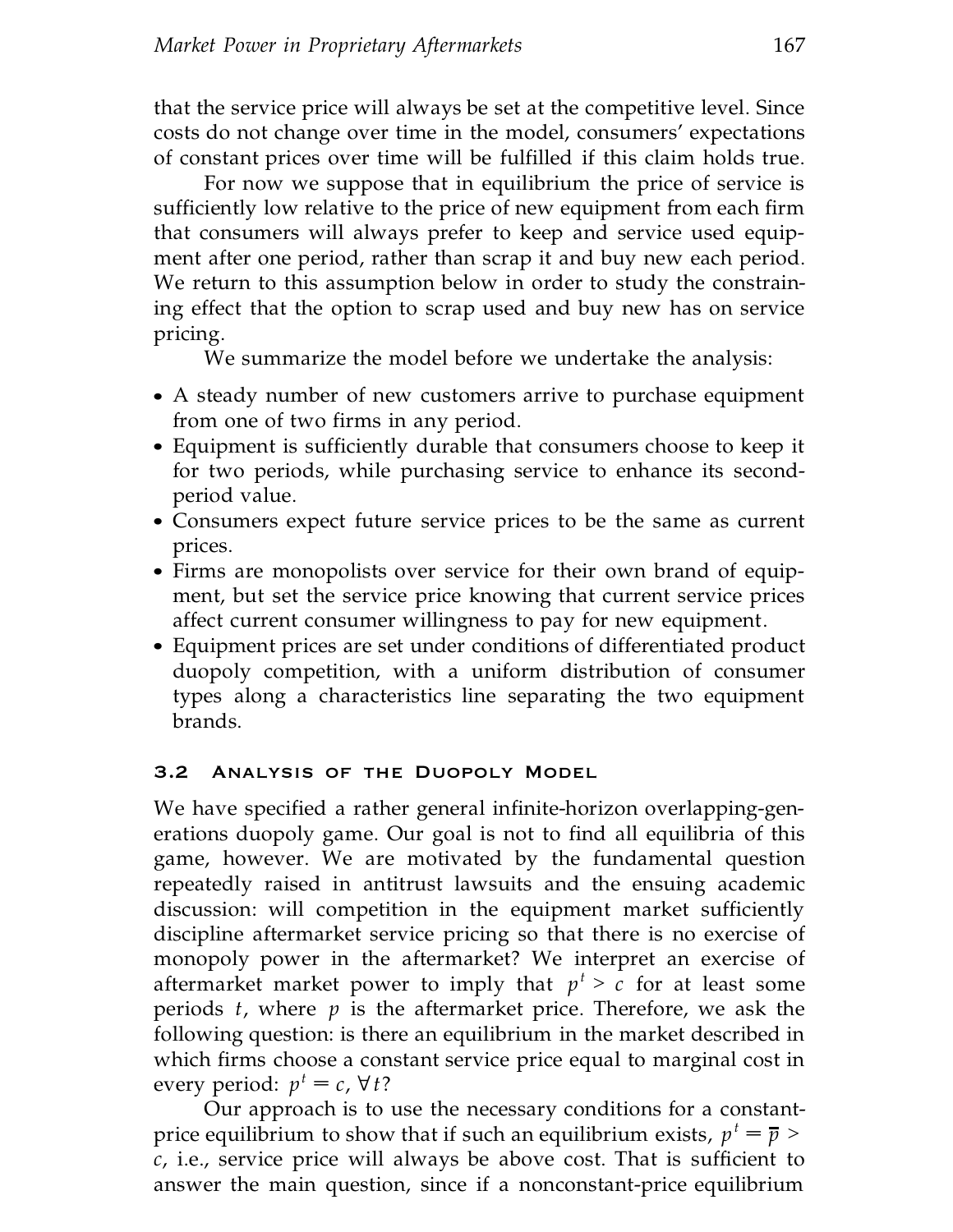that the service price will always be set at the competitive level. Since costs do not change over time in the model, consumers' expectations of constant prices over time will be fulfilled if this claim holds true.

For now we suppose that in equilibrium the price of service is sufficiently low relative to the price of new equipment from each firm that consumers will always prefer to keep and service used equipment after one period, rather than scrap it and buy new each period. We return to this assumption below in order to study the constraining effect that the option to scrap used and buy new has on service pricing.

We summarize the model before we undertake the analysis:

- A steady number of new customers arrive to purchase equipment from one of two firms in any period.
- Equipment is sufficiently durable that consumers choose to keep it for two periods, while purchasing service to enhance its second-period value.
- Consumers expect future service prices to be the same as current prices.
- Firms are monopolists over service for their own brand of equipment, but set the service price knowing that current service prices affect current consumer willingness to pay for new equipment.
- Equipment prices are set under conditions of differentiated product duopoly competition, with a uniform distribution of consumer types along a characteristics line separating the two equipment brands.

### 3.2 Analysis of the Duopoly Model

We have specified a rather general infinite-horizon overlapping-generations duopoly game. Our goal is not to find all equilibria of this game, however. We are motivated by the fundamental question repeatedly raised in antitrust lawsuits and the ensuing academic discussion: will competition in the equipment market sufficiently discipline aftermarket service pricing so that there is no exercise of monopoly power in the aftermarket? We interpret an exercise of aftermarket market power to imply that $p^t > c$ for at least some periods $t$, where $p$ is the aftermarket price. Therefore, we ask the following question: is there an equilibrium in the market described in which firms choose a constant service price equal to marginal cost in every period: $p^t = c, \forall t$?

Our approach is to use the necessary conditions for a constant-price equilibrium to show that if such an equilibrium exists, $p^t = \overline{p} > c$, i.e., service price will always be above cost. That is sufficient to answer the main question, since if a nonconstant-price equilibrium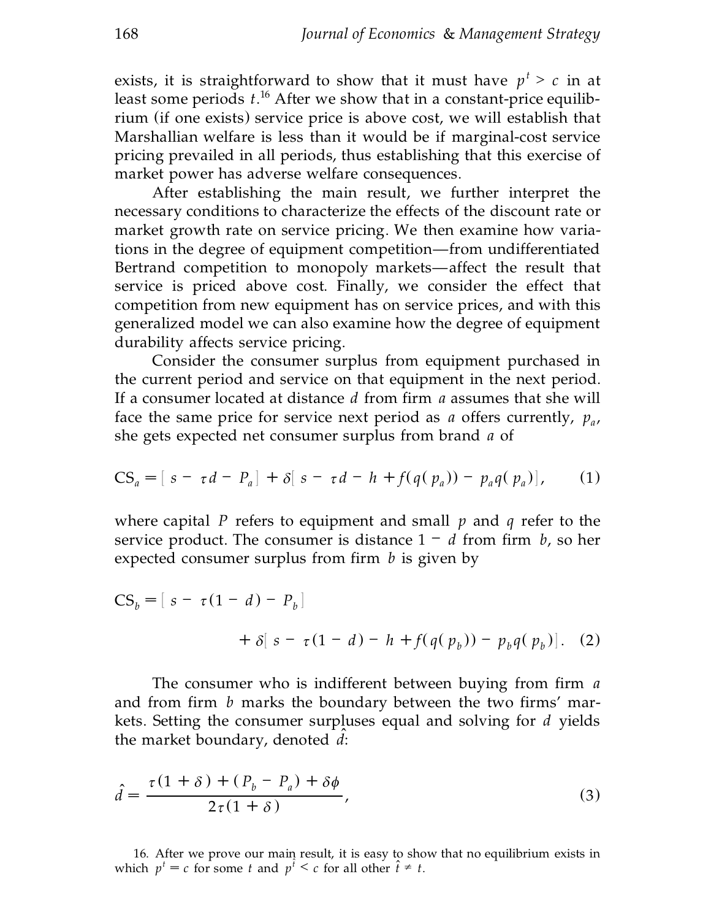exists, it is straightforward to show that it must have $p^t > c$ in at least some periods $t$.[16] After we show that in a constant-price equilibrium (if one exists) service price is above cost, we will establish that Marshallian welfare is less than it would be if marginal-cost service pricing prevailed in all periods, thus establishing that this exercise of market power has adverse welfare consequences.

After establishing the main result, we further interpret the necessary conditions to characterize the effects of the discount rate or market growth rate on service pricing. We then examine how variations in the degree of equipment competition—from undifferentiated Bertrand competition to monopoly markets—affect the result that service is priced above cost. Finally, we consider the effect that competition from new equipment has on service prices, and with this generalized model we can also examine how the degree of equipment durability affects service pricing.

Consider the consumer surplus from equipment purchased in the current period and service on that equipment in the next period. If a consumer located at distance $d$ from firm $a$ assumes that she will face the same price for service next period as $a$ offers currently, $p_a$, she gets expected net consumer surplus from brand $a$ of

$$\mathrm{CS}_a = [\, s - \tau d - P_a \,] + \delta[\, s - \tau d - h + f(q(p_a)) - p_a q(p_a) \,], \tag{1}$$

where capital $P$ refers to equipment and small $p$ and $q$ refer to the service product. The consumer is distance $1 - d$ from firm $b$, so her expected consumer surplus from firm $b$ is given by

$$\mathrm{CS}_b = [\, s - \tau(1 - d) - P_b \,] + \delta[\, s - \tau(1 - d) - h + f(q(p_b)) - p_b q(p_b) \,]. \tag{2}$$

The consumer who is indifferent between buying from firm $a$ and from firm $b$ marks the boundary between the two firms' markets. Setting the consumer surpluses equal and solving for $d$ yields the market boundary, denoted $\hat{d}$:

$$\hat{d} = \frac{\tau(1 + \delta) + (P_b - P_a) + \delta\phi}{2\tau(1 + \delta)}, \tag{3}$$

16. After we prove our main result, it is easy to show that no equilibrium exists in which $p^t = c$ for some $t$ and $p^{\hat{t}} < c$ for all other $\hat{t} \neq t$.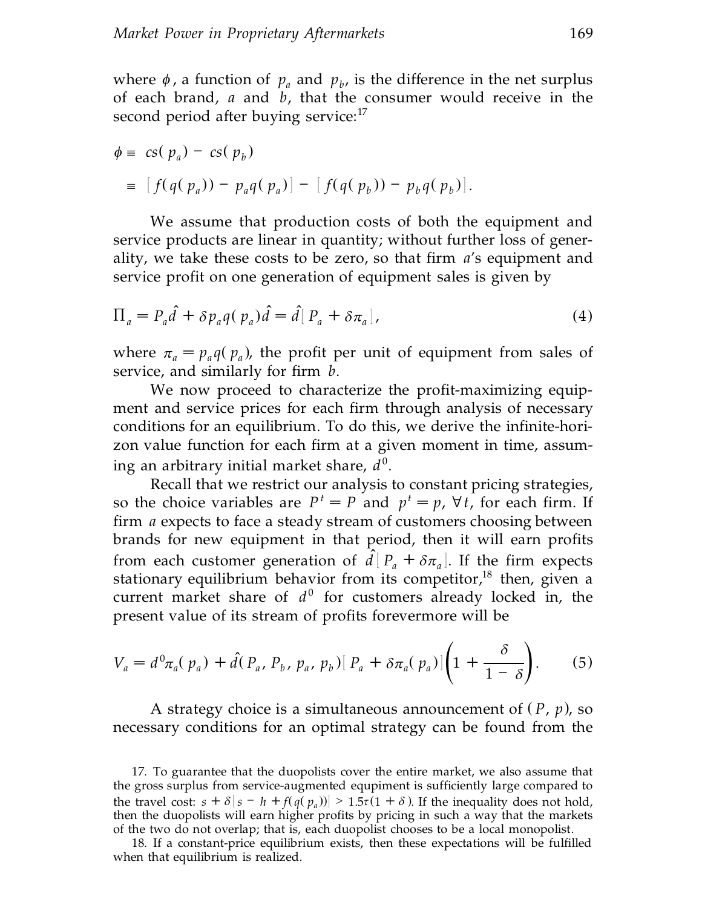where $\phi$, a function of $p_a$ and $p_b$, is the difference in the net surplus of each brand, $a$ and $b$, that the consumer would receive in the second period after buying service:[17]

$$\begin{aligned}\phi &\equiv cs(p_a) - cs(p_b) \\ &\equiv [f(q(p_a)) - p_a q(p_a)] - [f(q(p_b)) - p_b q(p_b)].\end{aligned}$$

We assume that production costs of both the equipment and service products are linear in quantity; without further loss of generality, we take these costs to be zero, so that firm $a$'s equipment and service profit on one generation of equipment sales is given by

$$\Pi_a = P_a \hat{d} + \delta p_a q(p_a) \hat{d} = \hat{d}[P_a + \delta \pi_a], \tag{4}$$

where $\pi_a = p_a q(p_a)$, the profit per unit of equipment from sales of service, and similarly for firm $b$.

We now proceed to characterize the profit-maximizing equipment and service prices for each firm through analysis of necessary conditions for an equilibrium. To do this, we derive the infinite-horizon value function for each firm at a given moment in time, assuming an arbitrary initial market share, $d^0$.

Recall that we restrict our analysis to constant pricing strategies, so the choice variables are $P^t = P$ and $p^t = p$, $\forall t$, for each firm. If firm $a$ expects to face a steady stream of customers choosing between brands for new equipment in that period, then it will earn profits from each customer generation of $\hat{d}[P_a + \delta \pi_a]$. If the firm expects stationary equilibrium behavior from its competitor,[18] then, given a current market share of $d^0$ for customers already locked in, the present value of its stream of profits forevermore will be

$$V_a = d^0 \pi_a(p_a) + \hat{d}(P_a, P_b, p_a, p_b)[P_a + \delta \pi_a(p_a)]\left(1 + \frac{\delta}{1 - \delta}\right). \tag{5}$$

A strategy choice is a simultaneous announcement of $(P, p)$, so necessary conditions for an optimal strategy can be found from the

---

17. To guarantee that the duopolists cover the entire market, we also assume that the gross surplus from service-augmented equipment is sufficiently large compared to the travel cost: $s + \delta[s - h + f(q(p_a))] > 1.5\tau(1 + \delta)$. If the inequality does not hold, then the duopolists will earn higher profits by pricing in such a way that the markets of the two do not overlap; that is, each duopolist chooses to be a local monopolist.

18. If a constant-price equilibrium exists, then these expectations will be fulfilled when that equilibrium is realized.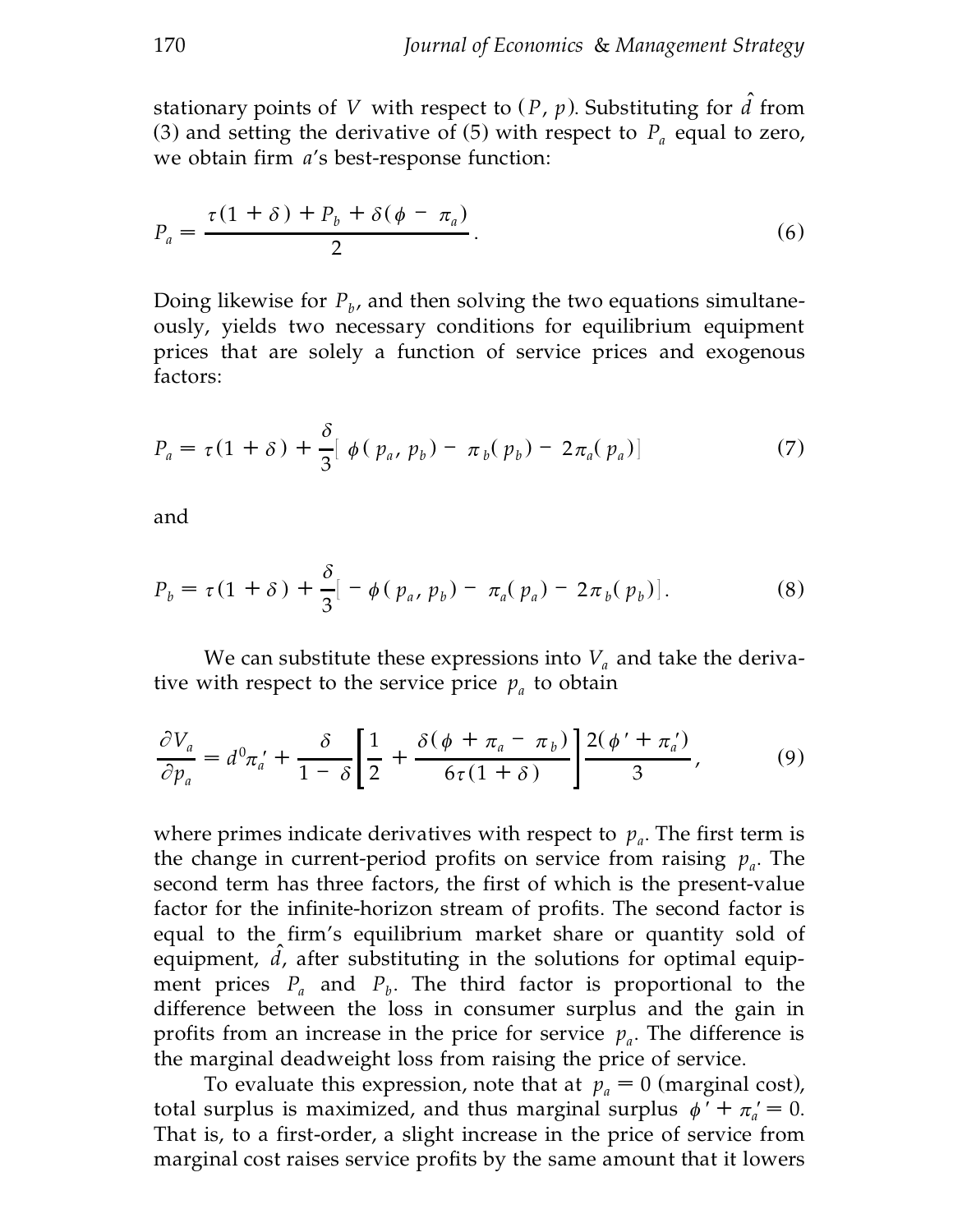stationary points of $V$ with respect to $(P, p)$. Substituting for $\hat{d}$ from (3) and setting the derivative of (5) with respect to $P_a$ equal to zero, we obtain firm $a$'s best-response function:

$$P_a = \frac{\tau(1+\delta) + P_b + \delta(\phi - \pi_a)}{2}. \tag{6}$$

Doing likewise for $P_b$, and then solving the two equations simultaneously, yields two necessary conditions for equilibrium equipment prices that are solely a function of service prices and exogenous factors:

$$P_a = \tau(1+\delta) + \frac{\delta}{3}[\phi(p_a, p_b) - \pi_b(p_b) - 2\pi_a(p_a)] \tag{7}$$

and

$$P_b = \tau(1+\delta) + \frac{\delta}{3}[-\phi(p_a, p_b) - \pi_a(p_a) - 2\pi_b(p_b)]. \tag{8}$$

We can substitute these expressions into $V_a$ and take the derivative with respect to the service price $p_a$ to obtain

$$\frac{\partial V_a}{\partial p_a} = d^0 \pi_a' + \frac{\delta}{1-\delta}\left[\frac{1}{2} + \frac{\delta(\phi + \pi_a - \pi_b)}{6\tau(1+\delta)}\right]\frac{2(\phi' + \pi_a')}{3}, \tag{9}$$

where primes indicate derivatives with respect to $p_a$. The first term is the change in current-period profits on service from raising $p_a$. The second term has three factors, the first of which is the present-value factor for the infinite-horizon stream of profits. The second factor is equal to the firm's equilibrium market share or quantity sold of equipment, $\hat{d}$, after substituting in the solutions for optimal equipment prices $P_a$ and $P_b$. The third factor is proportional to the difference between the loss in consumer surplus and the gain in profits from an increase in the price for service $p_a$. The difference is the marginal deadweight loss from raising the price of service.

To evaluate this expression, note that at $p_a = 0$ (marginal cost), total surplus is maximized, and thus marginal surplus $\phi' + \pi_a' = 0$. That is, to a first-order, a slight increase in the price of service from marginal cost raises service profits by the same amount that it lowers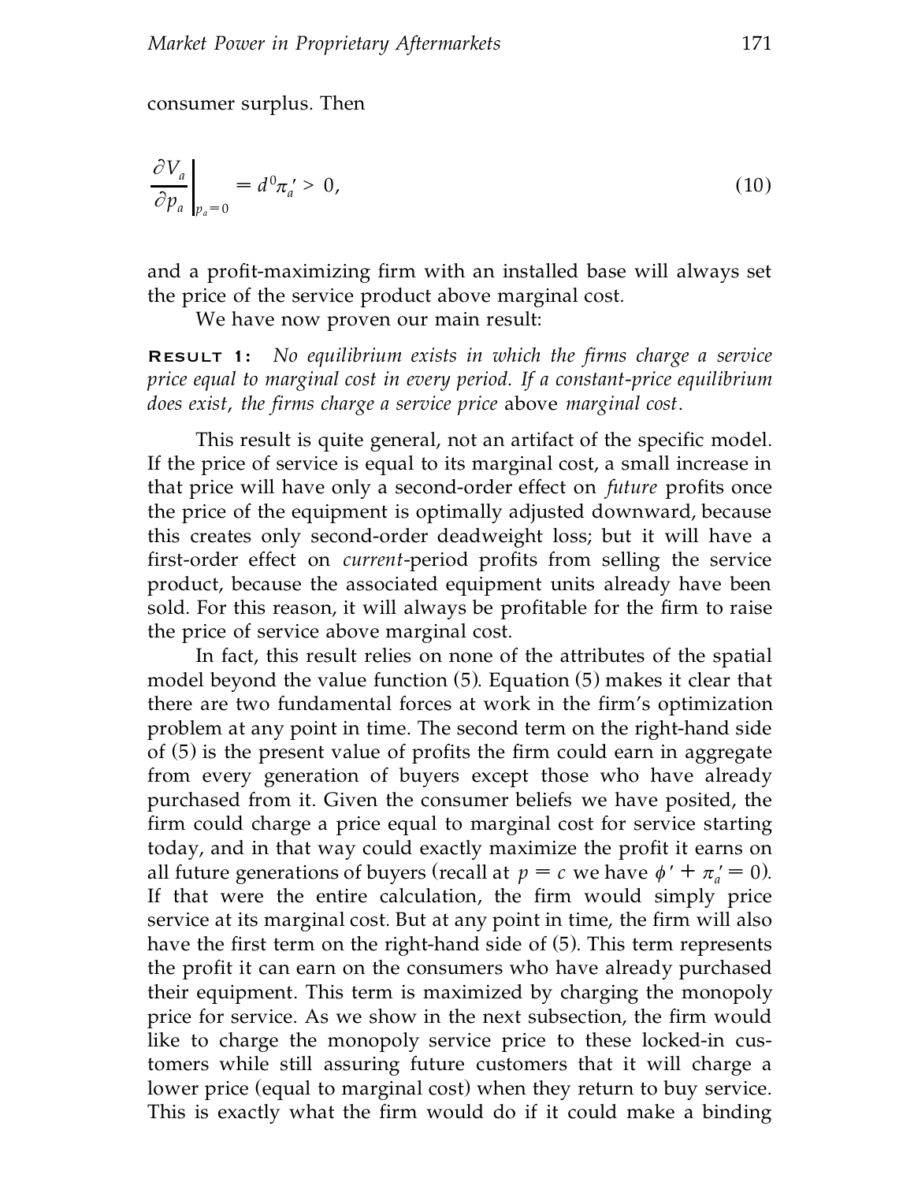consumer surplus. Then

$$\left.\frac{\partial V_a}{\partial p_a}\right|_{p_a=0} = d^0 \pi_a' > 0, \tag{10}$$

and a profit-maximizing firm with an installed base will always set the price of the service product above marginal cost.

We have now proven our main result:

**RESULT 1:** *No equilibrium exists in which the firms charge a service price equal to marginal cost in every period. If a constant-price equilibrium does exist, the firms charge a service price* above *marginal cost.*

This result is quite general, not an artifact of the specific model. If the price of service is equal to its marginal cost, a small increase in that price will have only a second-order effect on *future* profits once the price of the equipment is optimally adjusted downward, because this creates only second-order deadweight loss; but it will have a first-order effect on *current*-period profits from selling the service product, because the associated equipment units already have been sold. For this reason, it will always be profitable for the firm to raise the price of service above marginal cost.

In fact, this result relies on none of the attributes of the spatial model beyond the value function (5). Equation (5) makes it clear that there are two fundamental forces at work in the firm's optimization problem at any point in time. The second term on the right-hand side of (5) is the present value of profits the firm could earn in aggregate from every generation of buyers except those who have already purchased from it. Given the consumer beliefs we have posited, the firm could charge a price equal to marginal cost for service starting today, and in that way could exactly maximize the profit it earns on all future generations of buyers (recall at $p = c$ we have $\phi' + \pi_a' = 0$). If that were the entire calculation, the firm would simply price service at its marginal cost. But at any point in time, the firm will also have the first term on the right-hand side of (5). This term represents the profit it can earn on the consumers who have already purchased their equipment. This term is maximized by charging the monopoly price for service. As we show in the next subsection, the firm would like to charge the monopoly service price to these locked-in customers while still assuring future customers that it will charge a lower price (equal to marginal cost) when they return to buy service. This is exactly what the firm would do if it could make a binding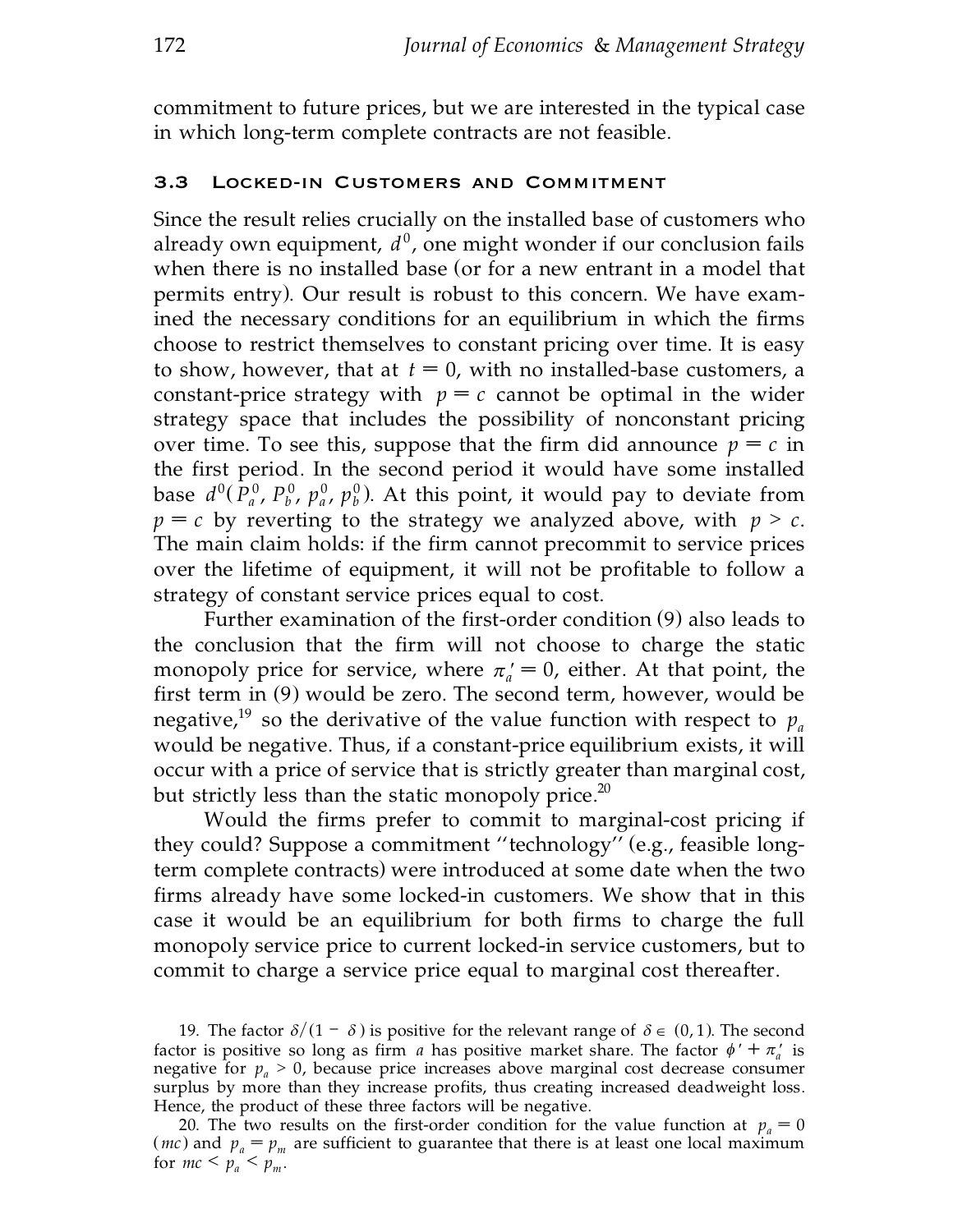commitment to future prices, but we are interested in the typical case in which long-term complete contracts are not feasible.

### 3.3 Locked-in Customers and Commitment

Since the result relies crucially on the installed base of customers who already own equipment, $d^0$, one might wonder if our conclusion fails when there is no installed base (or for a new entrant in a model that permits entry). Our result is robust to this concern. We have examined the necessary conditions for an equilibrium in which the firms choose to restrict themselves to constant pricing over time. It is easy to show, however, that at $t = 0$, with no installed-base customers, a constant-price strategy with $p = c$ cannot be optimal in the wider strategy space that includes the possibility of nonconstant pricing over time. To see this, suppose that the firm did announce $p = c$ in the first period. In the second period it would have some installed base $d^0(P_a^0, P_b^0, p_a^0, p_b^0)$. At this point, it would pay to deviate from $p = c$ by reverting to the strategy we analyzed above, with $p > c$. The main claim holds: if the firm cannot precommit to service prices over the lifetime of equipment, it will not be profitable to follow a strategy of constant service prices equal to cost.

Further examination of the first-order condition (9) also leads to the conclusion that the firm will not choose to charge the static monopoly price for service, where $\pi_a' = 0$, either. At that point, the first term in (9) would be zero. The second term, however, would be negative,[19] so the derivative of the value function with respect to $p_a$ would be negative. Thus, if a constant-price equilibrium exists, it will occur with a price of service that is strictly greater than marginal cost, but strictly less than the static monopoly price.[20]

Would the firms prefer to commit to marginal-cost pricing if they could? Suppose a commitment ''technology'' (e.g., feasible long-term complete contracts) were introduced at some date when the two firms already have some locked-in customers. We show that in this case it would be an equilibrium for both firms to charge the full monopoly service price to current locked-in service customers, but to commit to charge a service price equal to marginal cost thereafter.

19. The factor $\delta/(1 - \delta)$ is positive for the relevant range of $\delta \in (0, 1)$. The second factor is positive so long as firm $a$ has positive market share. The factor $\phi' + \pi_a'$ is negative for $p_a > 0$, because price increases above marginal cost decrease consumer surplus by more than they increase profits, thus creating increased deadweight loss. Hence, the product of these three factors will be negative.

20. The two results on the first-order condition for the value function at $p_a = 0$ ($mc$) and $p_a = p_m$ are sufficient to guarantee that there is at least one local maximum for $mc < p_a < p_m$.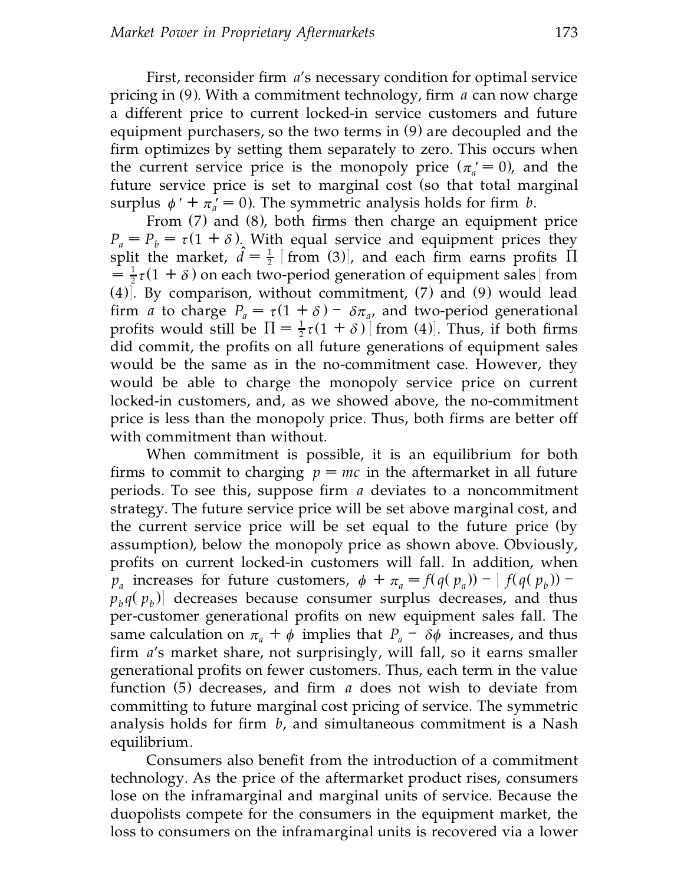First, reconsider firm $a$'s necessary condition for optimal service pricing in (9). With a commitment technology, firm $a$ can now charge a different price to current locked-in service customers and future equipment purchasers, so the two terms in (9) are decoupled and the firm optimizes by setting them separately to zero. This occurs when the current service price is the monopoly price ($\pi_a' = 0$), and the future service price is set to marginal cost (so that total marginal surplus $\phi' + \pi_a' = 0$). The symmetric analysis holds for firm $b$.

From (7) and (8), both firms then charge an equipment price $P_a = P_b = \tau(1 + \delta)$. With equal service and equipment prices they split the market, $\hat{d} = \frac{1}{2}$ [from (3)], and each firm earns profits $\Pi = \frac{1}{2}\tau(1 + \delta)$ on each two-period generation of equipment sales [from (4)]. By comparison, without commitment, (7) and (9) would lead firm $a$ to charge $P_a = \tau(1 + \delta) - \delta\pi_a$, and two-period generational profits would still be $\Pi = \frac{1}{2}\tau(1 + \delta)$ [from (4)]. Thus, if both firms did commit, the profits on all future generations of equipment sales would be the same as in the no-commitment case. However, they would be able to charge the monopoly service price on current locked-in customers, and, as we showed above, the no-commitment price is less than the monopoly price. Thus, both firms are better off with commitment than without.

When commitment is possible, it is an equilibrium for both firms to commit to charging $p = mc$ in the aftermarket in all future periods. To see this, suppose firm $a$ deviates to a noncommitment strategy. The future service price will be set above marginal cost, and the current service price will be set equal to the future price (by assumption), below the monopoly price as shown above. Obviously, profits on current locked-in customers will fall. In addition, when $p_a$ increases for future customers, $\phi + \pi_a = f(q(p_a)) - [f(q(p_b)) - p_b q(p_b)]$ decreases because consumer surplus decreases, and thus per-customer generational profits on new equipment sales fall. The same calculation on $\pi_a + \phi$ implies that $P_a - \delta\phi$ increases, and thus firm $a$'s market share, not surprisingly, will fall, so it earns smaller generational profits on fewer customers. Thus, each term in the value function (5) decreases, and firm $a$ does not wish to deviate from committing to future marginal cost pricing of service. The symmetric analysis holds for firm $b$, and simultaneous commitment is a Nash equilibrium.

Consumers also benefit from the introduction of a commitment technology. As the price of the aftermarket product rises, consumers lose on the inframarginal and marginal units of service. Because the duopolists compete for the consumers in the equipment market, the loss to consumers on the inframarginal units is recovered via a lower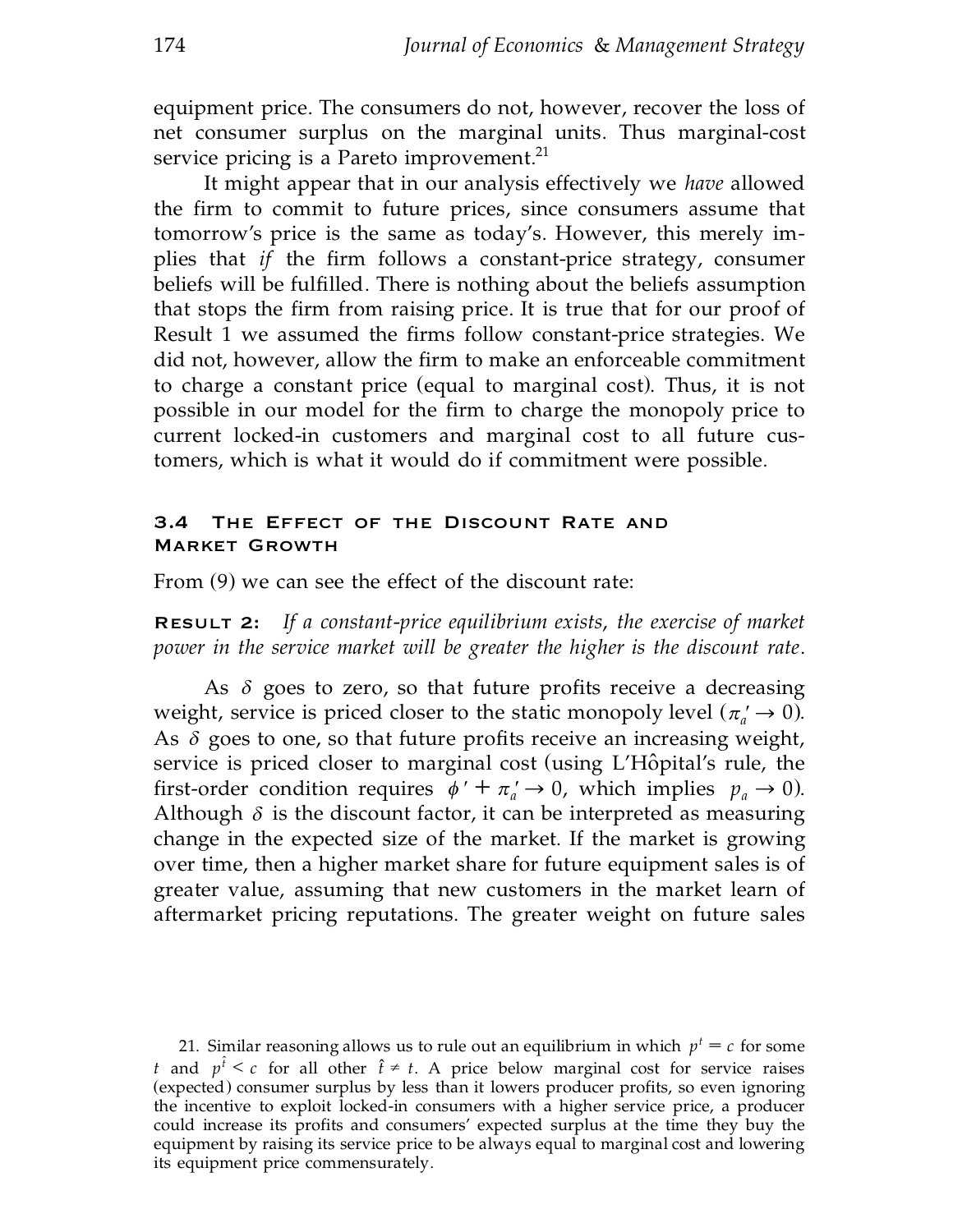equipment price. The consumers do not, however, recover the loss of net consumer surplus on the marginal units. Thus marginal-cost service pricing is a Pareto improvement.[21]

It might appear that in our analysis effectively we *have* allowed the firm to commit to future prices, since consumers assume that tomorrow's price is the same as today's. However, this merely implies that *if* the firm follows a constant-price strategy, consumer beliefs will be fulfilled. There is nothing about the beliefs assumption that stops the firm from raising price. It is true that for our proof of Result 1 we assumed the firms follow constant-price strategies. We did not, however, allow the firm to make an enforceable commitment to charge a constant price (equal to marginal cost). Thus, it is not possible in our model for the firm to charge the monopoly price to current locked-in customers and marginal cost to all future customers, which is what it would do if commitment were possible.

### 3.4 The Effect of the Discount Rate and Market Growth

From (9) we can see the effect of the discount rate:

**Result 2:** *If a constant-price equilibrium exists, the exercise of market power in the service market will be greater the higher is the discount rate.*

As $\delta$ goes to zero, so that future profits receive a decreasing weight, service is priced closer to the static monopoly level ($\pi_a' \to 0$). As $\delta$ goes to one, so that future profits receive an increasing weight, service is priced closer to marginal cost (using L'Hôpital's rule, the first-order condition requires $\phi' + \pi_a' \to 0$, which implies $p_a \to 0$). Although $\delta$ is the discount factor, it can be interpreted as measuring change in the expected size of the market. If the market is growing over time, then a higher market share for future equipment sales is of greater value, assuming that new customers in the market learn of aftermarket pricing reputations. The greater weight on future sales

21. Similar reasoning allows us to rule out an equilibrium in which $p^t = c$ for some $t$ and $p^{\hat{t}} < c$ for all other $\hat{t} \neq t$. A price below marginal cost for service raises (expected) consumer surplus by less than it lowers producer profits, so even ignoring the incentive to exploit locked-in consumers with a higher service price, a producer could increase its profits and consumers' expected surplus at the time they buy the equipment by raising its service price to be always equal to marginal cost and lowering its equipment price commensurately.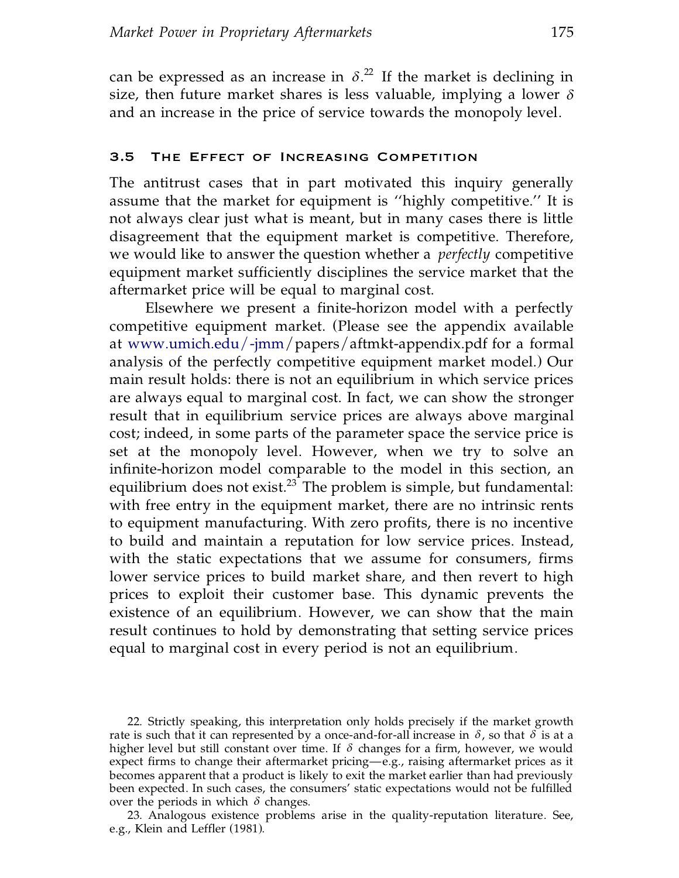can be expressed as an increase in $\delta$.[22] If the market is declining in size, then future market shares is less valuable, implying a lower $\delta$ and an increase in the price of service towards the monopoly level.

### 3.5 The Effect of Increasing Competition

The antitrust cases that in part motivated this inquiry generally assume that the market for equipment is ''highly competitive.'' It is not always clear just what is meant, but in many cases there is little disagreement that the equipment market is competitive. Therefore, we would like to answer the question whether a *perfectly* competitive equipment market sufficiently disciplines the service market that the aftermarket price will be equal to marginal cost.

Elsewhere we present a finite-horizon model with a perfectly competitive equipment market. (Please see the appendix available at www.umich.edu/-jmm/papers/aftmkt-appendix.pdf for a formal analysis of the perfectly competitive equipment market model.) Our main result holds: there is not an equilibrium in which service prices are always equal to marginal cost. In fact, we can show the stronger result that in equilibrium service prices are always above marginal cost; indeed, in some parts of the parameter space the service price is set at the monopoly level. However, when we try to solve an infinite-horizon model comparable to the model in this section, an equilibrium does not exist.[23] The problem is simple, but fundamental: with free entry in the equipment market, there are no intrinsic rents to equipment manufacturing. With zero profits, there is no incentive to build and maintain a reputation for low service prices. Instead, with the static expectations that we assume for consumers, firms lower service prices to build market share, and then revert to high prices to exploit their customer base. This dynamic prevents the existence of an equilibrium. However, we can show that the main result continues to hold by demonstrating that setting service prices equal to marginal cost in every period is not an equilibrium.

22. Strictly speaking, this interpretation only holds precisely if the market growth rate is such that it can represented by a once-and-for-all increase in $\delta$, so that $\delta$ is at a higher level but still constant over time. If $\delta$ changes for a firm, however, we would expect firms to change their aftermarket pricing—e.g., raising aftermarket prices as it becomes apparent that a product is likely to exit the market earlier than had previously been expected. In such cases, the consumers' static expectations would not be fulfilled over the periods in which $\delta$ changes.

23. Analogous existence problems arise in the quality-reputation literature. See, e.g., Klein and Leffler (1981).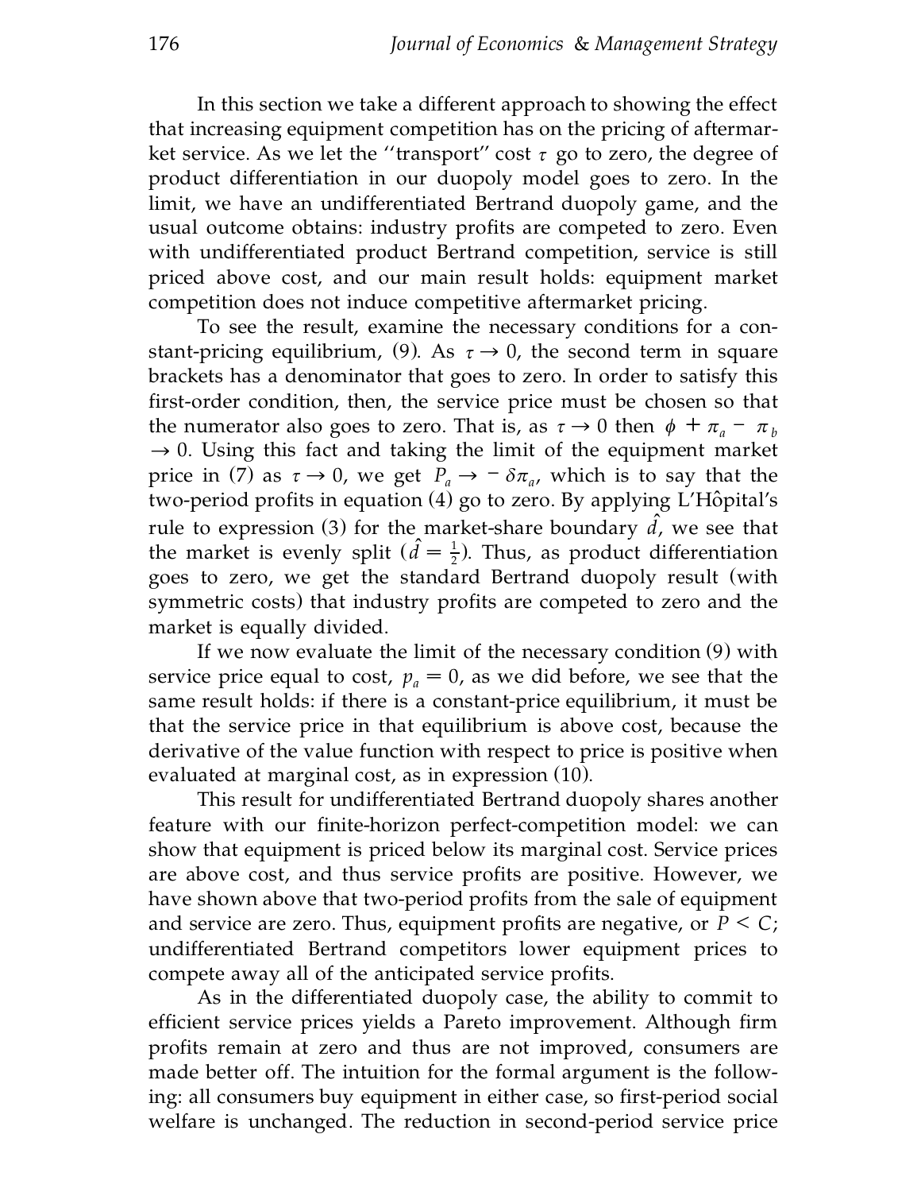In this section we take a different approach to showing the effect that increasing equipment competition has on the pricing of aftermarket service. As we let the ''transport'' cost $\tau$ go to zero, the degree of product differentiation in our duopoly model goes to zero. In the limit, we have an undifferentiated Bertrand duopoly game, and the usual outcome obtains: industry profits are competed to zero. Even with undifferentiated product Bertrand competition, service is still priced above cost, and our main result holds: equipment market competition does not induce competitive aftermarket pricing.

To see the result, examine the necessary conditions for a constant-pricing equilibrium, (9). As $\tau \to 0$, the second term in square brackets has a denominator that goes to zero. In order to satisfy this first-order condition, then, the service price must be chosen so that the numerator also goes to zero. That is, as $\tau \to 0$ then $\phi + \pi_a - \pi_b \to 0$. Using this fact and taking the limit of the equipment market price in (7) as $\tau \to 0$, we get $P_a \to -\delta\pi_a$, which is to say that the two-period profits in equation (4) go to zero. By applying L'Hôpital's rule to expression (3) for the market-share boundary $\hat{d}$, we see that the market is evenly split ($\hat{d} = \frac{1}{2}$). Thus, as product differentiation goes to zero, we get the standard Bertrand duopoly result (with symmetric costs) that industry profits are competed to zero and the market is equally divided.

If we now evaluate the limit of the necessary condition (9) with service price equal to cost, $p_a = 0$, as we did before, we see that the same result holds: if there is a constant-price equilibrium, it must be that the service price in that equilibrium is above cost, because the derivative of the value function with respect to price is positive when evaluated at marginal cost, as in expression (10).

This result for undifferentiated Bertrand duopoly shares another feature with our finite-horizon perfect-competition model: we can show that equipment is priced below its marginal cost. Service prices are above cost, and thus service profits are positive. However, we have shown above that two-period profits from the sale of equipment and service are zero. Thus, equipment profits are negative, or $P < C$; undifferentiated Bertrand competitors lower equipment prices to compete away all of the anticipated service profits.

As in the differentiated duopoly case, the ability to commit to efficient service prices yields a Pareto improvement. Although firm profits remain at zero and thus are not improved, consumers are made better off. The intuition for the formal argument is the following: all consumers buy equipment in either case, so first-period social welfare is unchanged. The reduction in second-period service price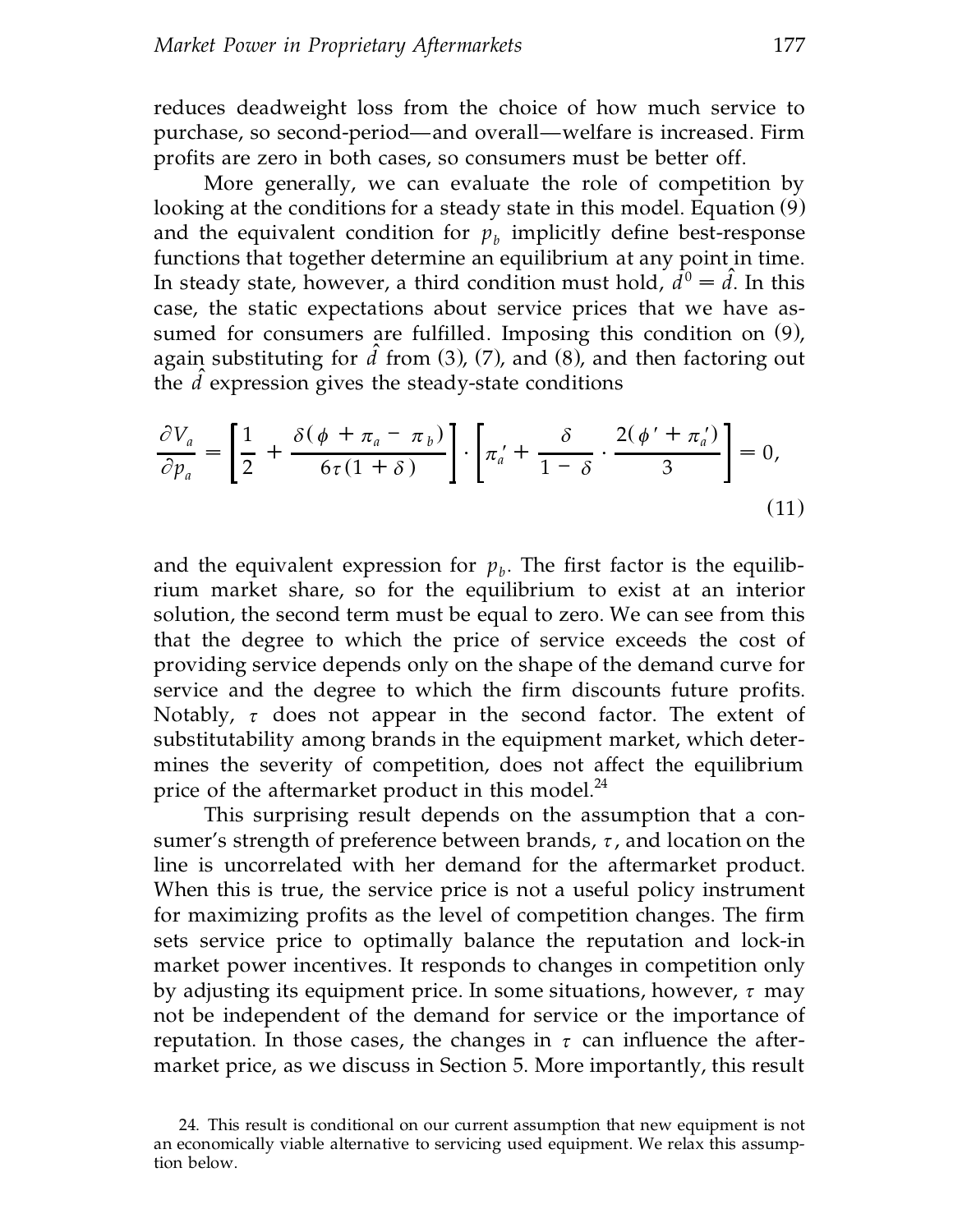reduces deadweight loss from the choice of how much service to purchase, so second-period—and overall—welfare is increased. Firm profits are zero in both cases, so consumers must be better off.

More generally, we can evaluate the role of competition by looking at the conditions for a steady state in this model. Equation (9) and the equivalent condition for $p_b$ implicitly define best-response functions that together determine an equilibrium at any point in time. In steady state, however, a third condition must hold, $d^0 = \hat{d}$. In this case, the static expectations about service prices that we have assumed for consumers are fulfilled. Imposing this condition on (9), again substituting for $\hat{d}$ from (3), (7), and (8), and then factoring out the $\hat{d}$ expression gives the steady-state conditions

$$\frac{\partial V_a}{\partial p_a} = \left[\frac{1}{2} + \frac{\delta(\phi + \pi_a - \pi_b)}{6\tau(1+\delta)}\right] \cdot \left[\pi_a' + \frac{\delta}{1-\delta} \cdot \frac{2(\phi' + \pi_a')}{3}\right] = 0, \tag{11}$$

and the equivalent expression for $p_b$. The first factor is the equilibrium market share, so for the equilibrium to exist at an interior solution, the second term must be equal to zero. We can see from this that the degree to which the price of service exceeds the cost of providing service depends only on the shape of the demand curve for service and the degree to which the firm discounts future profits. Notably, $\tau$ does not appear in the second factor. The extent of substitutability among brands in the equipment market, which determines the severity of competition, does not affect the equilibrium price of the aftermarket product in this model.[24]

This surprising result depends on the assumption that a consumer's strength of preference between brands, $\tau$, and location on the line is uncorrelated with her demand for the aftermarket product. When this is true, the service price is not a useful policy instrument for maximizing profits as the level of competition changes. The firm sets service price to optimally balance the reputation and lock-in market power incentives. It responds to changes in competition only by adjusting its equipment price. In some situations, however, $\tau$ may not be independent of the demand for service or the importance of reputation. In those cases, the changes in $\tau$ can influence the aftermarket price, as we discuss in Section 5. More importantly, this result

24. This result is conditional on our current assumption that new equipment is not an economically viable alternative to servicing used equipment. We relax this assumption below.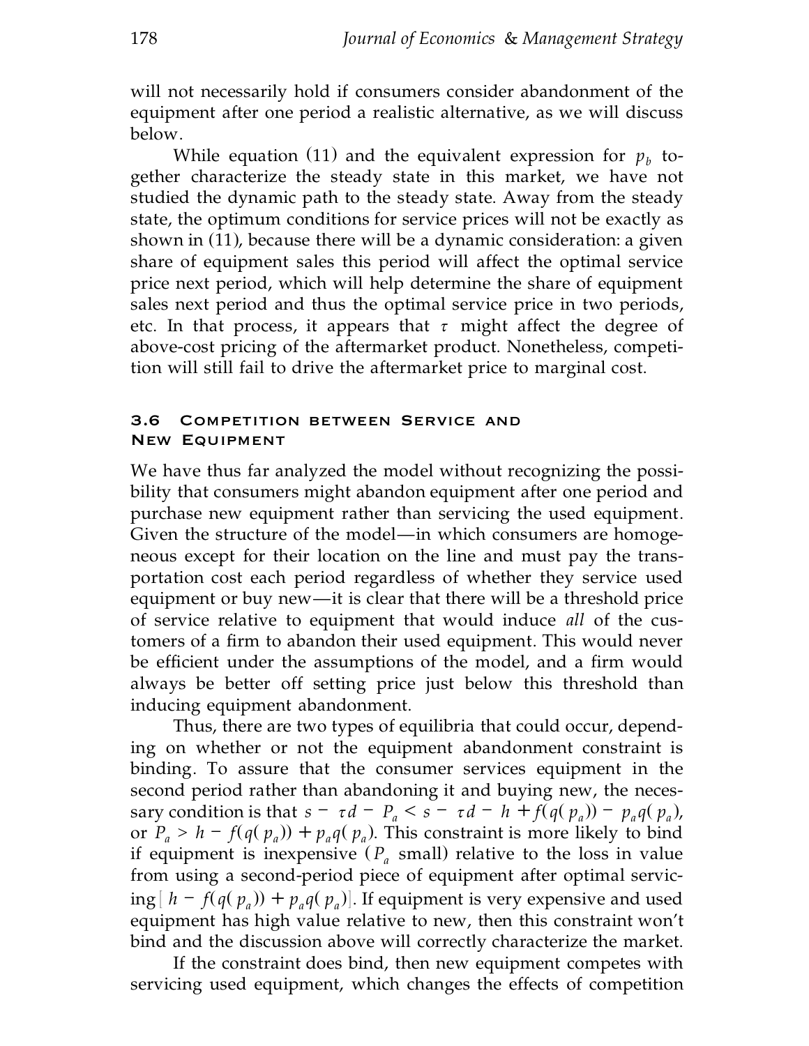will not necessarily hold if consumers consider abandonment of the equipment after one period a realistic alternative, as we will discuss below.

While equation (11) and the equivalent expression for $p_b$ together characterize the steady state in this market, we have not studied the dynamic path to the steady state. Away from the steady state, the optimum conditions for service prices will not be exactly as shown in (11), because there will be a dynamic consideration: a given share of equipment sales this period will affect the optimal service price next period, which will help determine the share of equipment sales next period and thus the optimal service price in two periods, etc. In that process, it appears that $\tau$ might affect the degree of above-cost pricing of the aftermarket product. Nonetheless, competition will still fail to drive the aftermarket price to marginal cost.

### 3.6 Competition between Service and New Equipment

We have thus far analyzed the model without recognizing the possibility that consumers might abandon equipment after one period and purchase new equipment rather than servicing the used equipment. Given the structure of the model—in which consumers are homogeneous except for their location on the line and must pay the transportation cost each period regardless of whether they service used equipment or buy new—it is clear that there will be a threshold price of service relative to equipment that would induce *all* of the customers of a firm to abandon their used equipment. This would never be efficient under the assumptions of the model, and a firm would always be better off setting price just below this threshold than inducing equipment abandonment.

Thus, there are two types of equilibria that could occur, depending on whether or not the equipment abandonment constraint is binding. To assure that the consumer services equipment in the second period rather than abandoning it and buying new, the necessary condition is that $s - \tau d - P_a < s - \tau d - h + f(q(p_a)) - p_a q(p_a)$, or $P_a > h - f(q(p_a)) + p_a q(p_a)$. This constraint is more likely to bind if equipment is inexpensive ($P_a$ small) relative to the loss in value from using a second-period piece of equipment after optimal servicing $[h - f(q(p_a)) + p_a q(p_a)]$. If equipment is very expensive and used equipment has high value relative to new, then this constraint won't bind and the discussion above will correctly characterize the market.

If the constraint does bind, then new equipment competes with servicing used equipment, which changes the effects of competition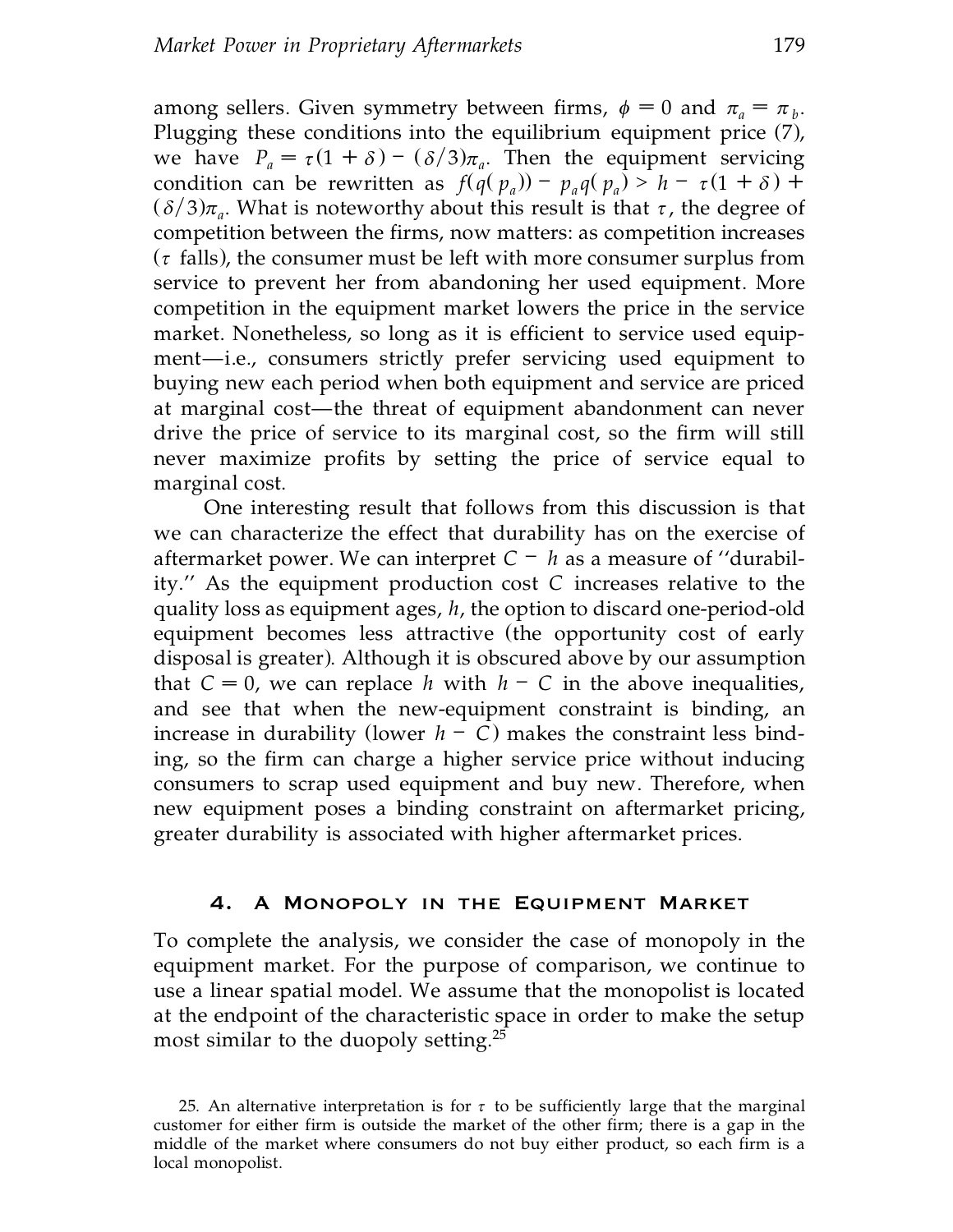among sellers. Given symmetry between firms, $\phi = 0$ and $\pi_a = \pi_b$. Plugging these conditions into the equilibrium equipment price (7), we have $P_a = \tau(1 + \delta) - (\delta/3)\pi_a$. Then the equipment servicing condition can be rewritten as $f(q(p_a)) - p_a q(p_a) > h - \tau(1 + \delta) + (\delta/3)\pi_a$. What is noteworthy about this result is that $\tau$, the degree of competition between the firms, now matters: as competition increases ($\tau$ falls), the consumer must be left with more consumer surplus from service to prevent her from abandoning her used equipment. More competition in the equipment market lowers the price in the service market. Nonetheless, so long as it is efficient to service used equipment—i.e., consumers strictly prefer servicing used equipment to buying new each period when both equipment and service are priced at marginal cost—the threat of equipment abandonment can never drive the price of service to its marginal cost, so the firm will still never maximize profits by setting the price of service equal to marginal cost.

One interesting result that follows from this discussion is that we can characterize the effect that durability has on the exercise of aftermarket power. We can interpret $C - h$ as a measure of ''durability.'' As the equipment production cost $C$ increases relative to the quality loss as equipment ages, $h$, the option to discard one-period-old equipment becomes less attractive (the opportunity cost of early disposal is greater). Although it is obscured above by our assumption that $C = 0$, we can replace $h$ with $h - C$ in the above inequalities, and see that when the new-equipment constraint is binding, an increase in durability (lower $h - C$) makes the constraint less binding, so the firm can charge a higher service price without inducing consumers to scrap used equipment and buy new. Therefore, when new equipment poses a binding constraint on aftermarket pricing, greater durability is associated with higher aftermarket prices.

## 4. A Monopoly in the Equipment Market

To complete the analysis, we consider the case of monopoly in the equipment market. For the purpose of comparison, we continue to use a linear spatial model. We assume that the monopolist is located at the endpoint of the characteristic space in order to make the setup most similar to the duopoly setting.[25]

25. An alternative interpretation is for $\tau$ to be sufficiently large that the marginal customer for either firm is outside the market of the other firm; there is a gap in the middle of the market where consumers do not buy either product, so each firm is a local monopolist.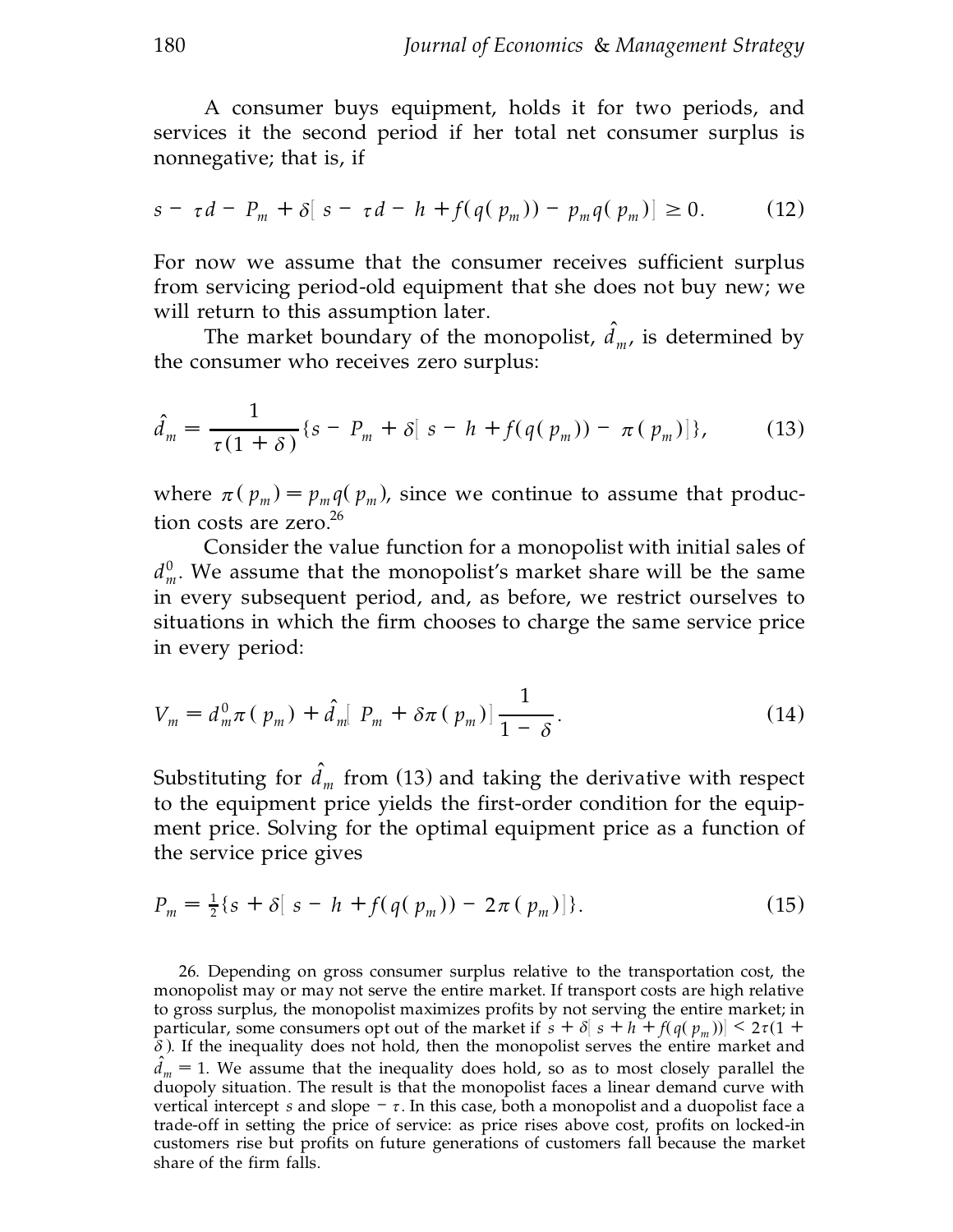A consumer buys equipment, holds it for two periods, and services it the second period if her total net consumer surplus is nonnegative; that is, if

$$s - \tau d - P_m + \delta[s - \tau d - h + f(q(p_m)) - p_m q(p_m)] \geq 0. \tag{12}$$

For now we assume that the consumer receives sufficient surplus from servicing period-old equipment that she does not buy new; we will return to this assumption later.

The market boundary of the monopolist, $\hat{d}_m$, is determined by the consumer who receives zero surplus:

$$\hat{d}_m = \frac{1}{\tau(1+\delta)}\{s - P_m + \delta[s - h + f(q(p_m)) - \pi(p_m)]\}, \tag{13}$$

where $\pi(p_m) = p_m q(p_m)$, since we continue to assume that production costs are zero.[26]

Consider the value function for a monopolist with initial sales of $d_m^0$. We assume that the monopolist's market share will be the same in every subsequent period, and, as before, we restrict ourselves to situations in which the firm chooses to charge the same service price in every period:

$$V_m = d_m^0 \pi(p_m) + \hat{d}_m[P_m + \delta\pi(p_m)]\frac{1}{1-\delta}. \tag{14}$$

Substituting for $\hat{d}_m$ from (13) and taking the derivative with respect to the equipment price yields the first-order condition for the equipment price. Solving for the optimal equipment price as a function of the service price gives

$$P_m = \tfrac{1}{2}\{s + \delta[s - h + f(q(p_m)) - 2\pi(p_m)]\}. \tag{15}$$

26. Depending on gross consumer surplus relative to the transportation cost, the monopolist may or may not serve the entire market. If transport costs are high relative to gross surplus, the monopolist maximizes profits by not serving the entire market; in particular, some consumers opt out of the market if $s + \delta[s + h + f(q(p_m))] < 2\tau(1 + \delta)$. If the inequality does not hold, then the monopolist serves the entire market and $\hat{d}_m = 1$. We assume that the inequality does hold, so as to most closely parallel the duopoly situation. The result is that the monopolist faces a linear demand curve with vertical intercept $s$ and slope $-\tau$. In this case, both a monopolist and a duopolist face a trade-off in setting the price of service: as price rises above cost, profits on locked-in customers rise but profits on future generations of customers fall because the market share of the firm falls.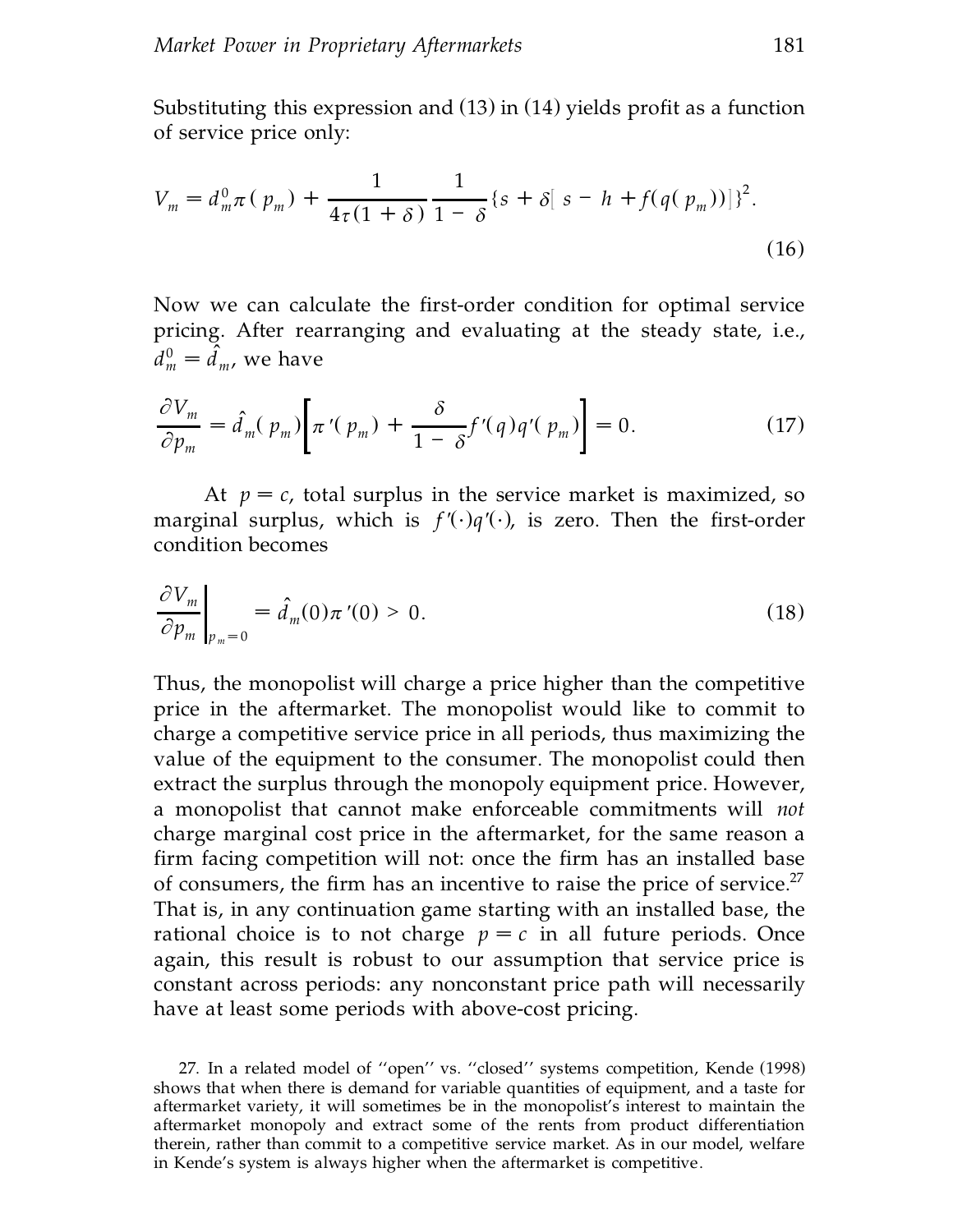Substituting this expression and (13) in (14) yields profit as a function of service price only:

$$V_m = d_m^0 \pi(p_m) + \frac{1}{4\tau(1+\delta)} \frac{1}{1-\delta} \{s + \delta[s - h + f(q(p_m))]\}^2. \tag{16}$$

Now we can calculate the first-order condition for optimal service pricing. After rearranging and evaluating at the steady state, i.e., $d_m^0 = \hat{d}_m$, we have

$$\frac{\partial V_m}{\partial p_m} = \hat{d}_m(p_m)\left[\pi'(p_m) + \frac{\delta}{1-\delta} f'(q) q'(p_m)\right] = 0. \tag{17}$$

At $p = c$, total surplus in the service market is maximized, so marginal surplus, which is $f'(\cdot)q'(\cdot)$, is zero. Then the first-order condition becomes

$$\left.\frac{\partial V_m}{\partial p_m}\right|_{p_m=0} = \hat{d}_m(0)\pi'(0) > 0. \tag{18}$$

Thus, the monopolist will charge a price higher than the competitive price in the aftermarket. The monopolist would like to commit to charge a competitive service price in all periods, thus maximizing the value of the equipment to the consumer. The monopolist could then extract the surplus through the monopoly equipment price. However, a monopolist that cannot make enforceable commitments will *not* charge marginal cost price in the aftermarket, for the same reason a firm facing competition will not: once the firm has an installed base of consumers, the firm has an incentive to raise the price of service.[27] That is, in any continuation game starting with an installed base, the rational choice is to not charge $p = c$ in all future periods. Once again, this result is robust to our assumption that service price is constant across periods: any nonconstant price path will necessarily have at least some periods with above-cost pricing.

27. In a related model of "open" vs. "closed" systems competition, Kende (1998) shows that when there is demand for variable quantities of equipment, and a taste for aftermarket variety, it will sometimes be in the monopolist's interest to maintain the aftermarket monopoly and extract some of the rents from product differentiation therein, rather than commit to a competitive service market. As in our model, welfare in Kende's system is always higher when the aftermarket is competitive.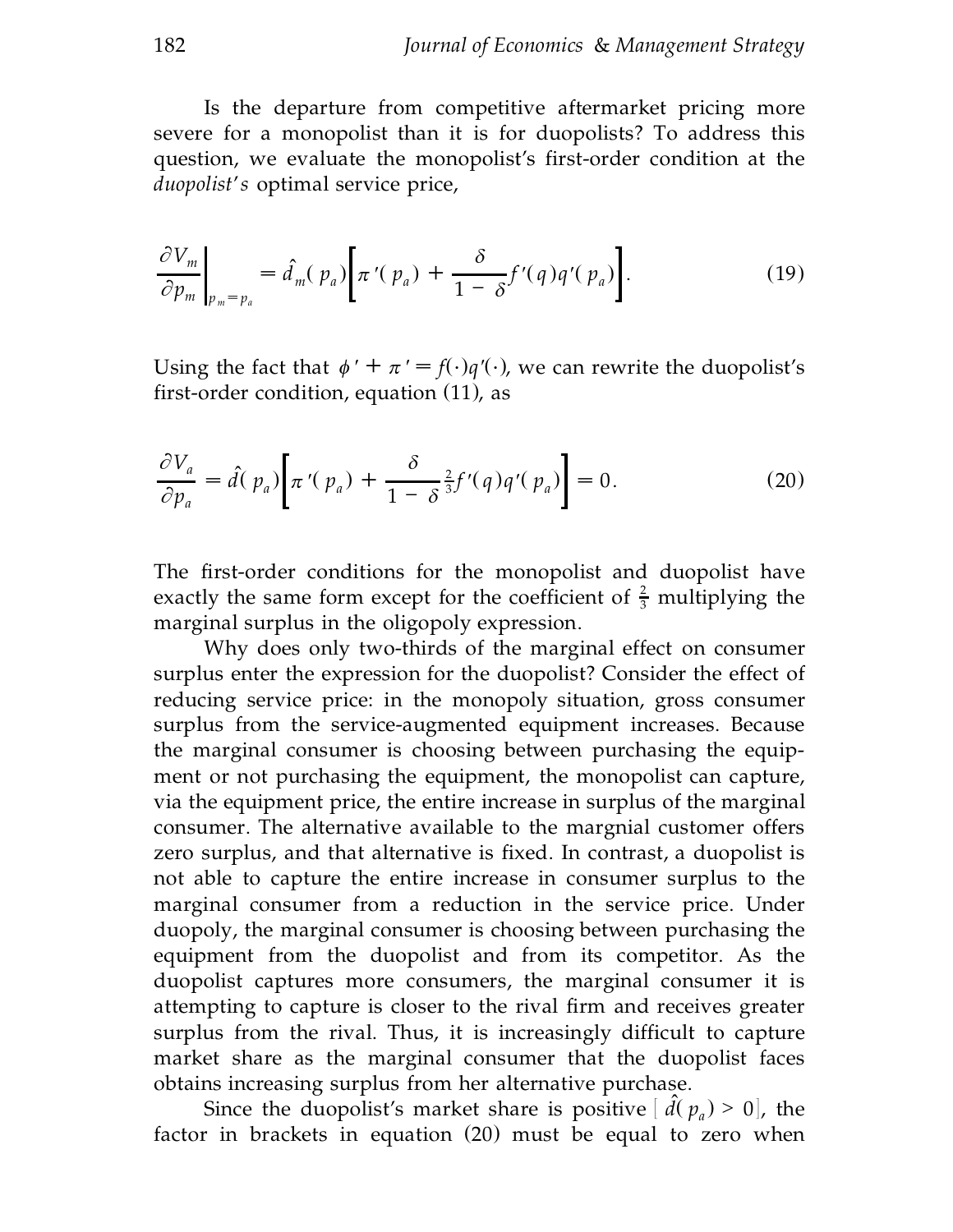Is the departure from competitive aftermarket pricing more severe for a monopolist than it is for duopolists? To address this question, we evaluate the monopolist's first-order condition at the *duopolist's* optimal service price,

$$\left.\frac{\partial V_m}{\partial p_m}\right|_{p_m = p_a} = \hat{d}_m(p_a)\left[\pi'(p_a) + \frac{\delta}{1-\delta} f'(q)q'(p_a)\right]. \tag{19}$$

Using the fact that $\phi' + \pi' = f(\cdot)q'(\cdot)$, we can rewrite the duopolist's first-order condition, equation (11), as

$$\frac{\partial V_a}{\partial p_a} = \hat{d}(p_a)\left[\pi'(p_a) + \frac{\delta}{1-\delta}\tfrac{2}{3} f'(q)q'(p_a)\right] = 0. \tag{20}$$

The first-order conditions for the monopolist and duopolist have exactly the same form except for the coefficient of $\frac{2}{3}$ multiplying the marginal surplus in the oligopoly expression.

Why does only two-thirds of the marginal effect on consumer surplus enter the expression for the duopolist? Consider the effect of reducing service price: in the monopoly situation, gross consumer surplus from the service-augmented equipment increases. Because the marginal consumer is choosing between purchasing the equipment or not purchasing the equipment, the monopolist can capture, via the equipment price, the entire increase in surplus of the marginal consumer. The alternative available to the margnial customer offers zero surplus, and that alternative is fixed. In contrast, a duopolist is not able to capture the entire increase in consumer surplus to the marginal consumer from a reduction in the service price. Under duopoly, the marginal consumer is choosing between purchasing the equipment from the duopolist and from its competitor. As the duopolist captures more consumers, the marginal consumer it is attempting to capture is closer to the rival firm and receives greater surplus from the rival. Thus, it is increasingly difficult to capture market share as the marginal consumer that the duopolist faces obtains increasing surplus from her alternative purchase.

Since the duopolist's market share is positive $[\hat{d}(p_a) > 0]$, the factor in brackets in equation (20) must be equal to zero when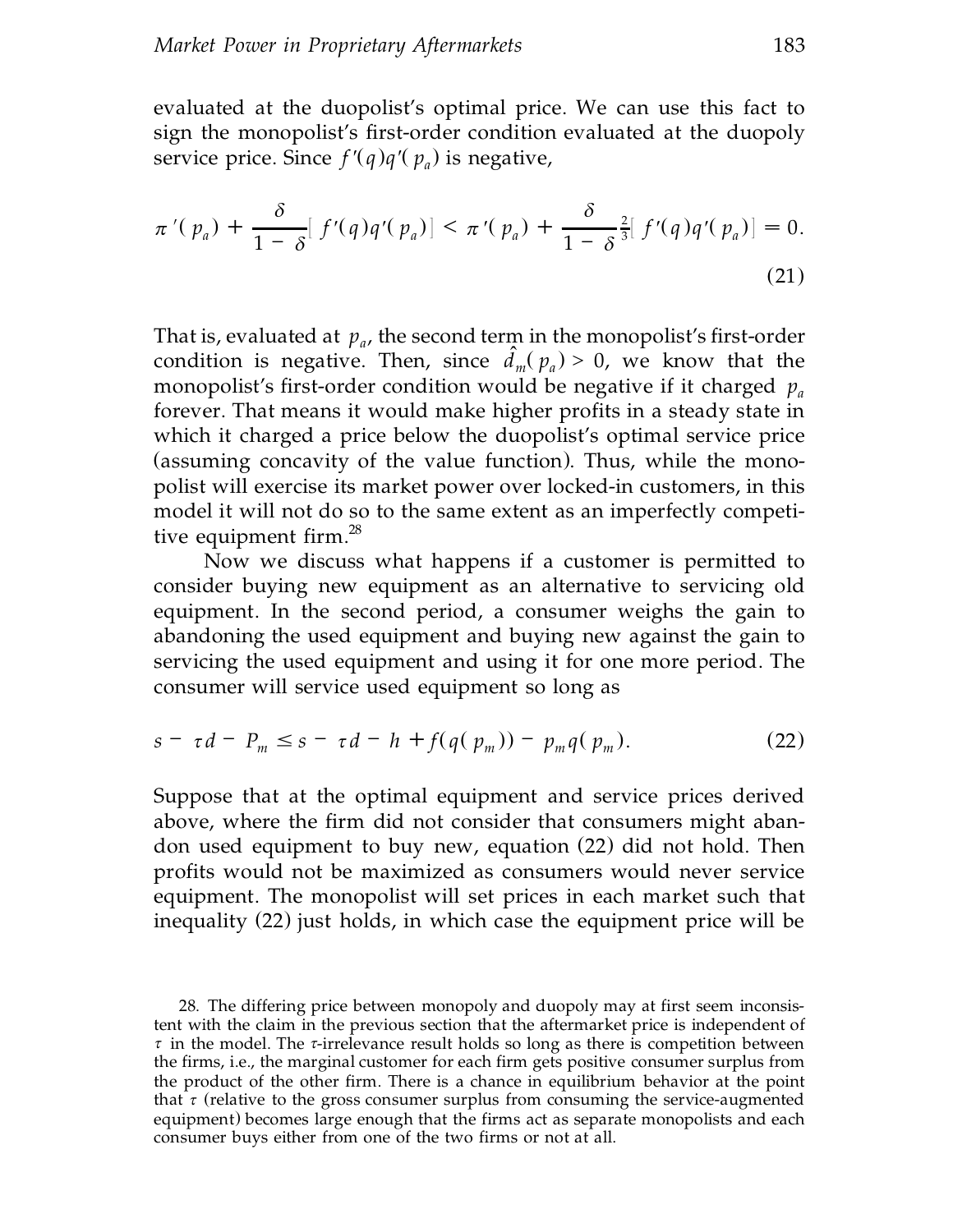evaluated at the duopolist's optimal price. We can use this fact to sign the monopolist's first-order condition evaluated at the duopoly service price. Since $f'(q)q'(p_a)$ is negative,

$$\pi'(p_a) + \frac{\delta}{1-\delta}[f'(q)q'(p_a)] < \pi'(p_a) + \frac{\delta}{1-\delta}\frac{2}{3}[f'(q)q'(p_a)] = 0. \tag{21}$$

That is, evaluated at $p_a$, the second term in the monopolist's first-order condition is negative. Then, since $\hat{d}_m(p_a) > 0$, we know that the monopolist's first-order condition would be negative if it charged $p_a$ forever. That means it would make higher profits in a steady state in which it charged a price below the duopolist's optimal service price (assuming concavity of the value function). Thus, while the monopolist will exercise its market power over locked-in customers, in this model it will not do so to the same extent as an imperfectly competitive equipment firm.[28]

Now we discuss what happens if a customer is permitted to consider buying new equipment as an alternative to servicing old equipment. In the second period, a consumer weighs the gain to abandoning the used equipment and buying new against the gain to servicing the used equipment and using it for one more period. The consumer will service used equipment so long as

$$s - \tau d - P_m \leq s - \tau d - h + f(q(p_m)) - p_m q(p_m). \tag{22}$$

Suppose that at the optimal equipment and service prices derived above, where the firm did not consider that consumers might abandon used equipment to buy new, equation (22) did not hold. Then profits would not be maximized as consumers would never service equipment. The monopolist will set prices in each market such that inequality (22) just holds, in which case the equipment price will be

28. The differing price between monopoly and duopoly may at first seem inconsistent with the claim in the previous section that the aftermarket price is independent of $\tau$ in the model. The $\tau$-irrelevance result holds so long as there is competition between the firms, i.e., the marginal customer for each firm gets positive consumer surplus from the product of the other firm. There is a chance in equilibrium behavior at the point that $\tau$ (relative to the gross consumer surplus from consuming the service-augmented equipment) becomes large enough that the firms act as separate monopolists and each consumer buys either from one of the two firms or not at all.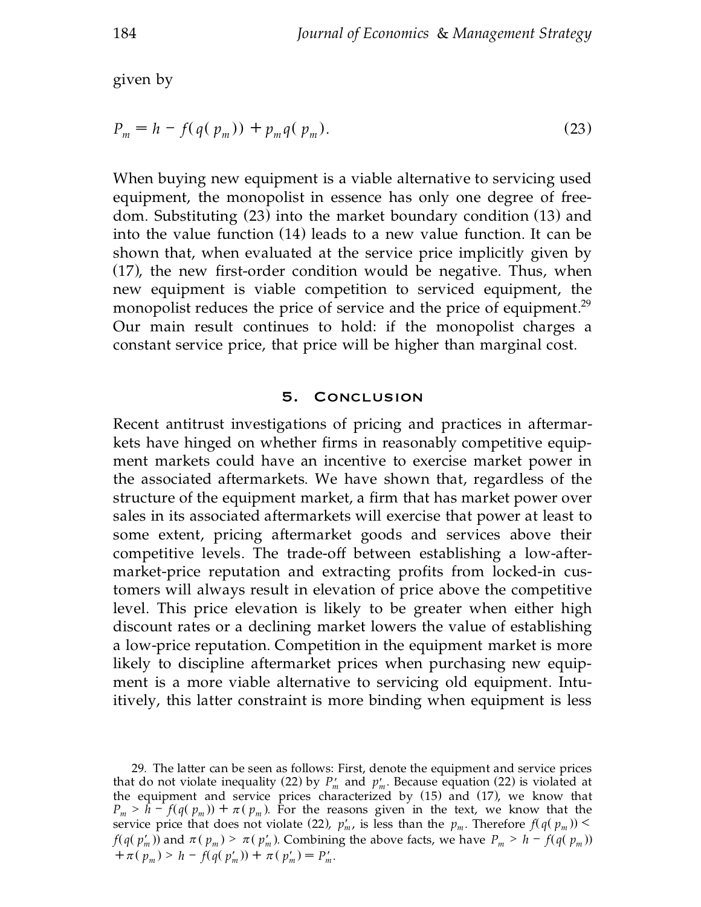given by

$$P_m = h - f(q(p_m)) + p_m q(p_m). \tag{23}$$

When buying new equipment is a viable alternative to servicing used equipment, the monopolist in essence has only one degree of freedom. Substituting (23) into the market boundary condition (13) and into the value function (14) leads to a new value function. It can be shown that, when evaluated at the service price implicitly given by (17), the new first-order condition would be negative. Thus, when new equipment is viable competition to serviced equipment, the monopolist reduces the price of service and the price of equipment.[29] Our main result continues to hold: if the monopolist charges a constant service price, that price will be higher than marginal cost.

## 5. Conclusion

Recent antitrust investigations of pricing and practices in aftermarkets have hinged on whether firms in reasonably competitive equipment markets could have an incentive to exercise market power in the associated aftermarkets. We have shown that, regardless of the structure of the equipment market, a firm that has market power over sales in its associated aftermarkets will exercise that power at least to some extent, pricing aftermarket goods and services above their competitive levels. The trade-off between establishing a low-aftermarket-price reputation and extracting profits from locked-in customers will always result in elevation of price above the competitive level. This price elevation is likely to be greater when either high discount rates or a declining market lowers the value of establishing a low-price reputation. Competition in the equipment market is more likely to discipline aftermarket prices when purchasing new equipment is a more viable alternative to servicing old equipment. Intuitively, this latter constraint is more binding when equipment is less

---

29. The latter can be seen as follows: First, denote the equipment and service prices that do not violate inequality (22) by $P'_m$ and $p'_m$. Because equation (22) is violated at the equipment and service prices characterized by (15) and (17), we know that $P_m > h - f(q(p_m)) + \pi(p_m)$. For the reasons given in the text, we know that the service price that does not violate (22), $p'_m$, is less than the $p_m$. Therefore $f(q(p_m)) < f(q(p'_m))$ and $\pi(p_m) > \pi(p'_m)$. Combining the above facts, we have $P_m > h - f(q(p_m)) + \pi(p_m) > h - f(q(p'_m)) + \pi(p'_m) = P'_m$.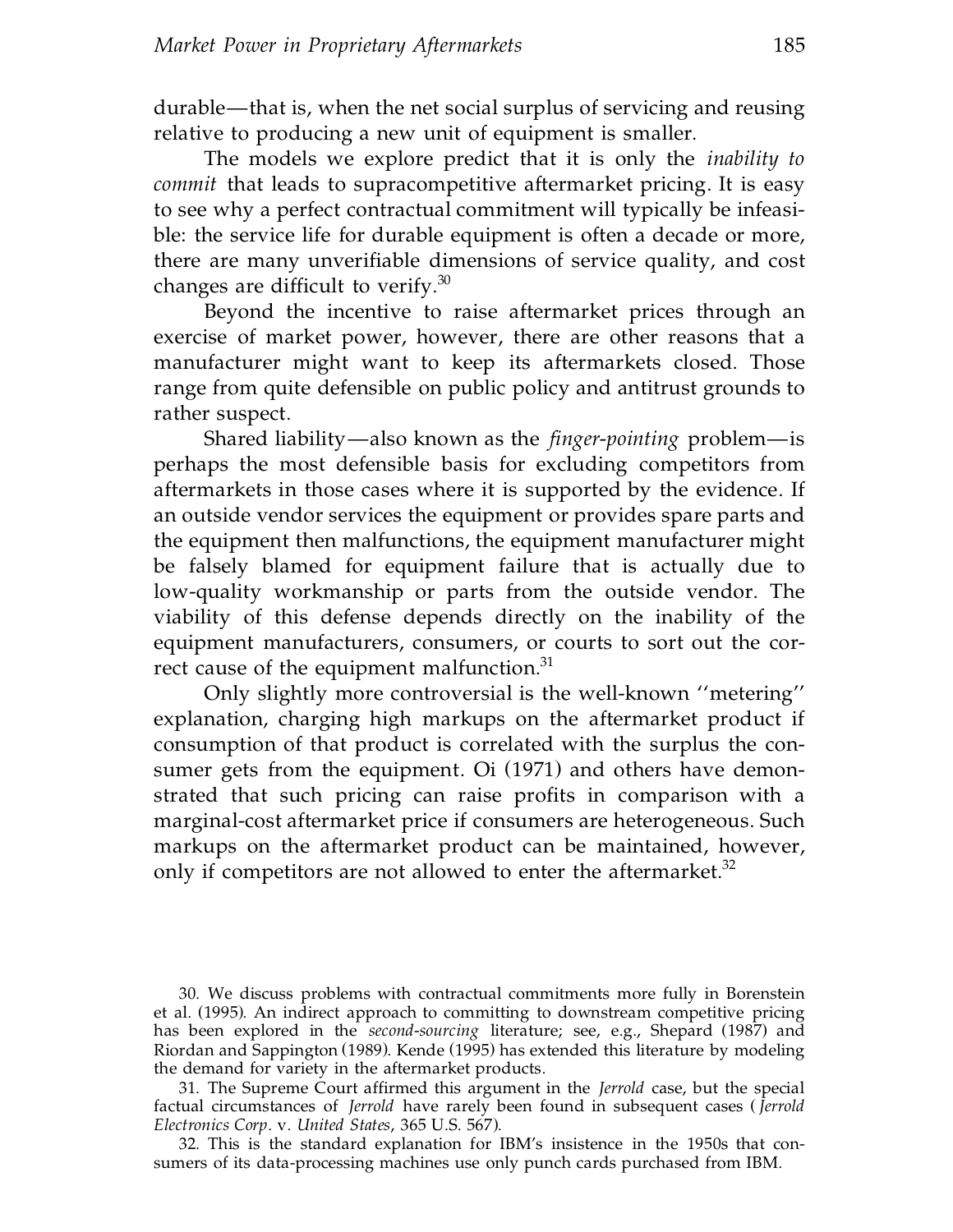durable—that is, when the net social surplus of servicing and reusing relative to producing a new unit of equipment is smaller.

The models we explore predict that it is only the *inability to commit* that leads to supracompetitive aftermarket pricing. It is easy to see why a perfect contractual commitment will typically be infeasible: the service life for durable equipment is often a decade or more, there are many unverifiable dimensions of service quality, and cost changes are difficult to verify.[30]

Beyond the incentive to raise aftermarket prices through an exercise of market power, however, there are other reasons that a manufacturer might want to keep its aftermarkets closed. Those range from quite defensible on public policy and antitrust grounds to rather suspect.

Shared liability—also known as the *finger-pointing* problem—is perhaps the most defensible basis for excluding competitors from aftermarkets in those cases where it is supported by the evidence. If an outside vendor services the equipment or provides spare parts and the equipment then malfunctions, the equipment manufacturer might be falsely blamed for equipment failure that is actually due to low-quality workmanship or parts from the outside vendor. The viability of this defense depends directly on the inability of the equipment manufacturers, consumers, or courts to sort out the correct cause of the equipment malfunction.[31]

Only slightly more controversial is the well-known ''metering'' explanation, charging high markups on the aftermarket product if consumption of that product is correlated with the surplus the consumer gets from the equipment. Oi (1971) and others have demonstrated that such pricing can raise profits in comparison with a marginal-cost aftermarket price if consumers are heterogeneous. Such markups on the aftermarket product can be maintained, however, only if competitors are not allowed to enter the aftermarket.[32]

30. We discuss problems with contractual commitments more fully in Borenstein et al. (1995). An indirect approach to committing to downstream competitive pricing has been explored in the *second-sourcing* literature; see, e.g., Shepard (1987) and Riordan and Sappington (1989). Kende (1995) has extended this literature by modeling the demand for variety in the aftermarket products.

31. The Supreme Court affirmed this argument in the *Jerrold* case, but the special factual circumstances of *Jerrold* have rarely been found in subsequent cases (*Jerrold Electronics Corp*. v. *United States*, 365 U.S. 567).

32. This is the standard explanation for IBM's insistence in the 1950s that consumers of its data-processing machines use only punch cards purchased from IBM.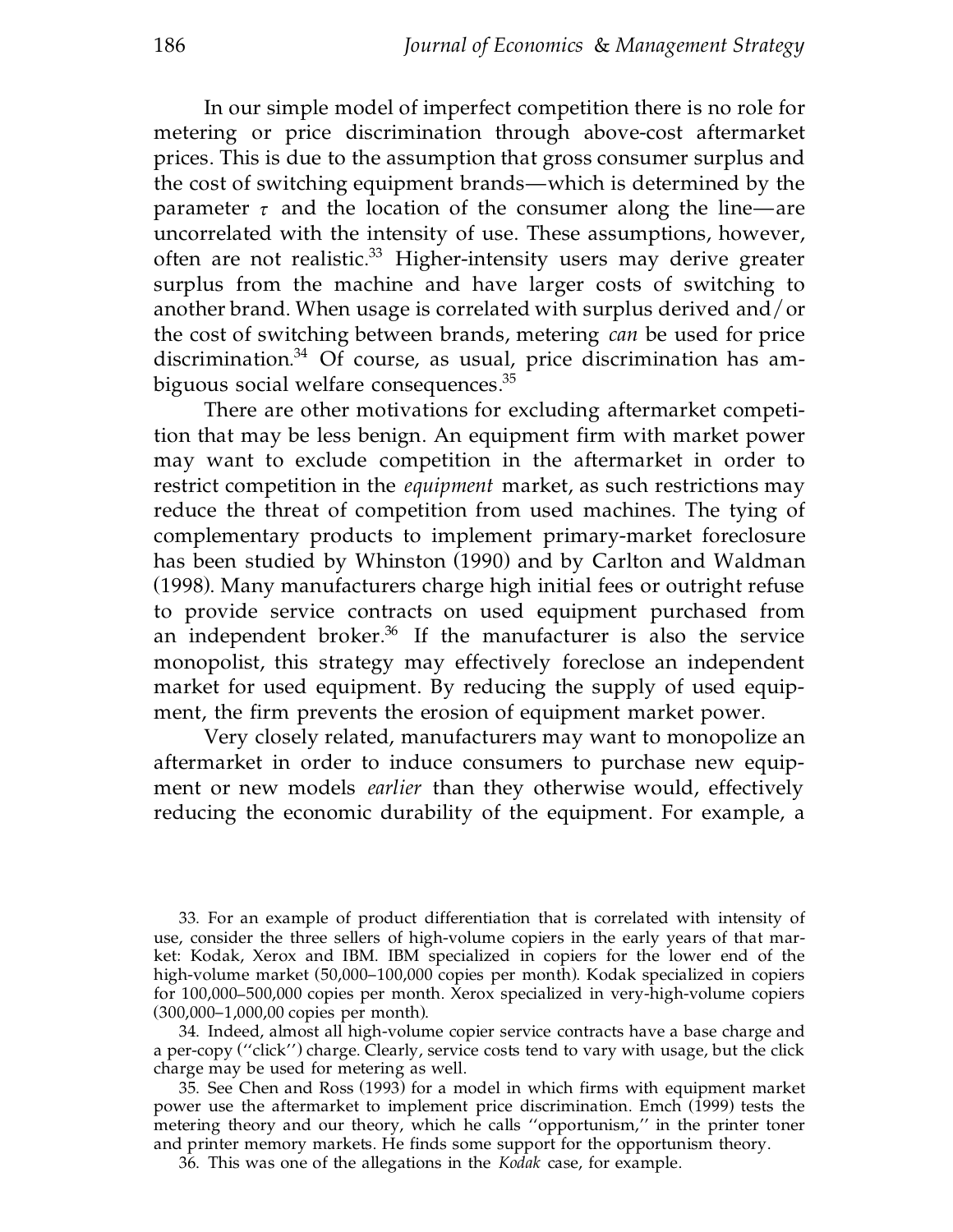In our simple model of imperfect competition there is no role for metering or price discrimination through above-cost aftermarket prices. This is due to the assumption that gross consumer surplus and the cost of switching equipment brands—which is determined by the parameter $\tau$ and the location of the consumer along the line—are uncorrelated with the intensity of use. These assumptions, however, often are not realistic.[33] Higher-intensity users may derive greater surplus from the machine and have larger costs of switching to another brand. When usage is correlated with surplus derived and/or the cost of switching between brands, metering *can* be used for price discrimination.[34] Of course, as usual, price discrimination has ambiguous social welfare consequences.[35]

There are other motivations for excluding aftermarket competition that may be less benign. An equipment firm with market power may want to exclude competition in the aftermarket in order to restrict competition in the *equipment* market, as such restrictions may reduce the threat of competition from used machines. The tying of complementary products to implement primary-market foreclosure has been studied by Whinston (1990) and by Carlton and Waldman (1998). Many manufacturers charge high initial fees or outright refuse to provide service contracts on used equipment purchased from an independent broker.[36] If the manufacturer is also the service monopolist, this strategy may effectively foreclose an independent market for used equipment. By reducing the supply of used equipment, the firm prevents the erosion of equipment market power.

Very closely related, manufacturers may want to monopolize an aftermarket in order to induce consumers to purchase new equipment or new models *earlier* than they otherwise would, effectively reducing the economic durability of the equipment. For example, a

33. For an example of product differentiation that is correlated with intensity of use, consider the three sellers of high-volume copiers in the early years of that market: Kodak, Xerox and IBM. IBM specialized in copiers for the lower end of the high-volume market (50,000–100,000 copies per month). Kodak specialized in copiers for 100,000–500,000 copies per month. Xerox specialized in very-high-volume copiers (300,000–1,000,00 copies per month).

34. Indeed, almost all high-volume copier service contracts have a base charge and a per-copy (''click'') charge. Clearly, service costs tend to vary with usage, but the click charge may be used for metering as well.

35. See Chen and Ross (1993) for a model in which firms with equipment market power use the aftermarket to implement price discrimination. Emch (1999) tests the metering theory and our theory, which he calls ''opportunism,'' in the printer toner and printer memory markets. He finds some support for the opportunism theory.

36. This was one of the allegations in the *Kodak* case, for example.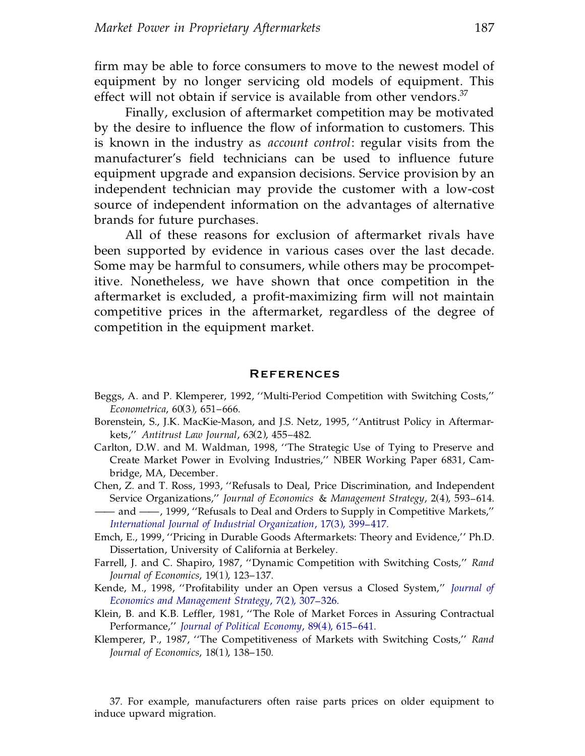firm may be able to force consumers to move to the newest model of equipment by no longer servicing old models of equipment. This effect will not obtain if service is available from other vendors.[37]

Finally, exclusion of aftermarket competition may be motivated by the desire to influence the flow of information to customers. This is known in the industry as *account control*: regular visits from the manufacturer's field technicians can be used to influence future equipment upgrade and expansion decisions. Service provision by an independent technician may provide the customer with a low-cost source of independent information on the advantages of alternative brands for future purchases.

All of these reasons for exclusion of aftermarket rivals have been supported by evidence in various cases over the last decade. Some may be harmful to consumers, while others may be procompetitive. Nonetheless, we have shown that once competition in the aftermarket is excluded, a profit-maximizing firm will not maintain competitive prices in the aftermarket, regardless of the degree of competition in the equipment market.

## References

Beggs, A. and P. Klemperer, 1992, "Multi-Period Competition with Switching Costs," *Econometrica*, 60(3), 651–666.

Borenstein, S., J.K. MacKie-Mason, and J.S. Netz, 1995, "Antitrust Policy in Aftermarkets," *Antitrust Law Journal*, 63(2), 455–482.

Carlton, D.W. and M. Waldman, 1998, "The Strategic Use of Tying to Preserve and Create Market Power in Evolving Industries," NBER Working Paper 6831, Cambridge, MA, December.

Chen, Z. and T. Ross, 1993, "Refusals to Deal, Price Discrimination, and Independent Service Organizations," *Journal of Economics & Management Strategy*, 2(4), 593–614.

—— and ——, 1999, "Refusals to Deal and Orders to Supply in Competitive Markets," *International Journal of Industrial Organization*, 17(3), 399–417.

Emch, E., 1999, "Pricing in Durable Goods Aftermarkets: Theory and Evidence," Ph.D. Dissertation, University of California at Berkeley.

Farrell, J. and C. Shapiro, 1987, "Dynamic Competition with Switching Costs," *Rand Journal of Economics*, 19(1), 123–137.

Kende, M., 1998, "Profitability under an Open versus a Closed System," *Journal of Economics and Management Strategy*, 7(2), 307–326.

Klein, B. and K.B. Leffler, 1981, "The Role of Market Forces in Assuring Contractual Performance," *Journal of Political Economy*, 89(4), 615–641.

Klemperer, P., 1987, "The Competitiveness of Markets with Switching Costs," *Rand Journal of Economics*, 18(1), 138–150.

37. For example, manufacturers often raise parts prices on older equipment to induce upward migration.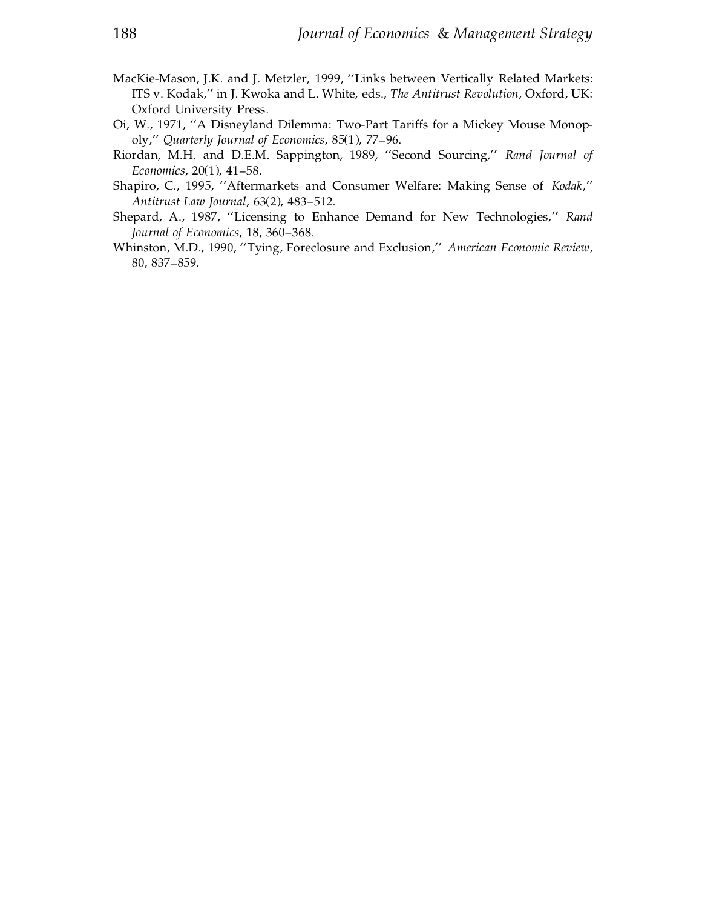MacKie-Mason, J.K. and J. Metzler, 1999, ''Links between Vertically Related Markets: ITS v. Kodak,'' in J. Kwoka and L. White, eds., *The Antitrust Revolution*, Oxford, UK: Oxford University Press.

Oi, W., 1971, ''A Disneyland Dilemma: Two-Part Tariffs for a Mickey Mouse Monopoly,'' *Quarterly Journal of Economics*, 85(1), 77–96.

Riordan, M.H. and D.E.M. Sappington, 1989, ''Second Sourcing,'' *Rand Journal of Economics*, 20(1), 41–58.

Shapiro, C., 1995, ''Aftermarkets and Consumer Welfare: Making Sense of *Kodak*,'' *Antitrust Law Journal*, 63(2), 483–512.

Shepard, A., 1987, ''Licensing to Enhance Demand for New Technologies,'' *Rand Journal of Economics*, 18, 360–368.

Whinston, M.D., 1990, ''Tying, Foreclosure and Exclusion,'' *American Economic Review*, 80, 837–859.